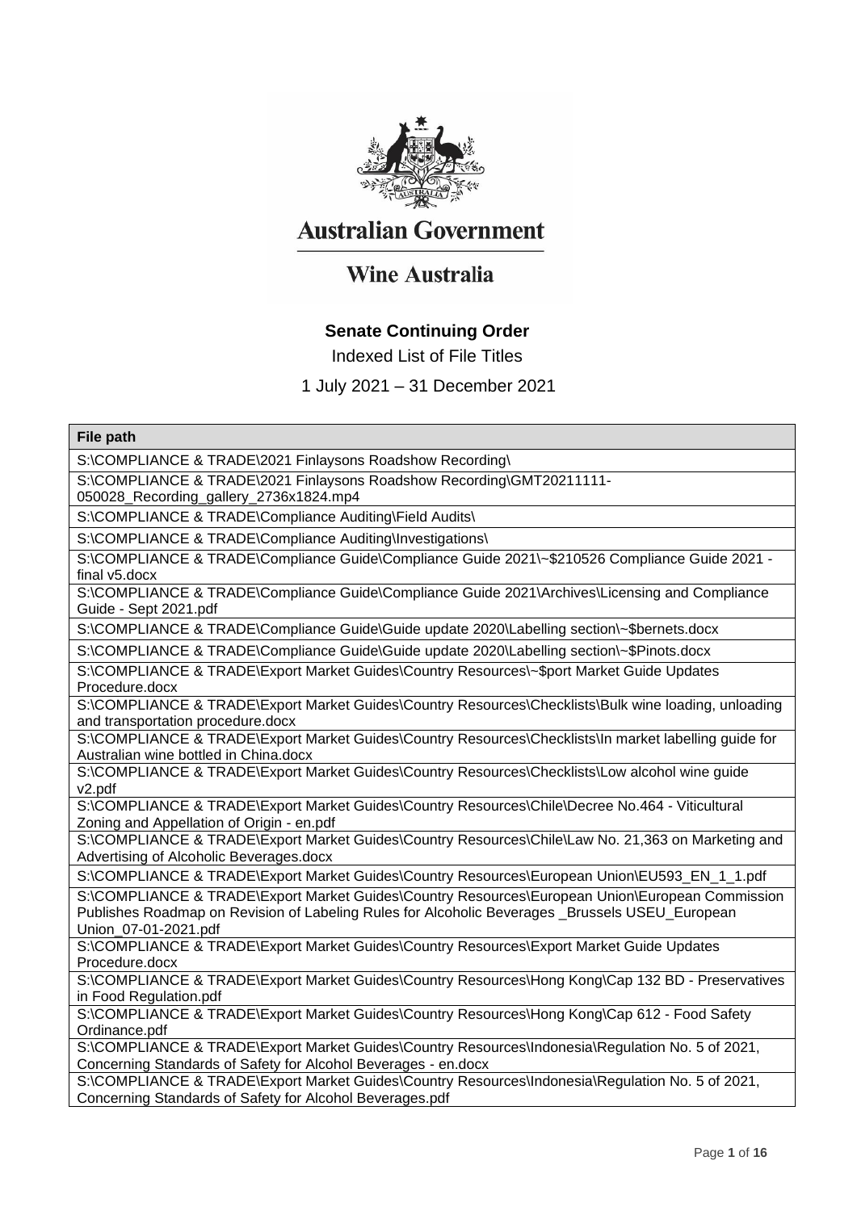Australian Government

Wine Australia

**Senate Continuing Order**

Indexed List of File Titles

1 July 2021 – 31 December 2021

| File path |
|---|
| S:\COMPLIANCE & TRADE\2021 Finlaysons Roadshow Recording\ |
| S:\COMPLIANCE & TRADE\2021 Finlaysons Roadshow Recording\GMT20211111-050028_Recording_gallery_2736x1824.mp4 |
| S:\COMPLIANCE & TRADE\Compliance Auditing\Field Audits\ |
| S:\COMPLIANCE & TRADE\Compliance Auditing\Investigations\ |
| S:\COMPLIANCE & TRADE\Compliance Guide\Compliance Guide 2021\~$210526 Compliance Guide 2021 - final v5.docx |
| S:\COMPLIANCE & TRADE\Compliance Guide\Compliance Guide 2021\Archives\Licensing and Compliance Guide - Sept 2021.pdf |
| S:\COMPLIANCE & TRADE\Compliance Guide\Guide update 2020\Labelling section\~$bernets.docx |
| S:\COMPLIANCE & TRADE\Compliance Guide\Guide update 2020\Labelling section\~$Pinots.docx |
| S:\COMPLIANCE & TRADE\Export Market Guides\Country Resources\~$port Market Guide Updates Procedure.docx |
| S:\COMPLIANCE & TRADE\Export Market Guides\Country Resources\Checklists\Bulk wine loading, unloading and transportation procedure.docx |
| S:\COMPLIANCE & TRADE\Export Market Guides\Country Resources\Checklists\In market labelling guide for Australian wine bottled in China.docx |
| S:\COMPLIANCE & TRADE\Export Market Guides\Country Resources\Checklists\Low alcohol wine guide v2.pdf |
| S:\COMPLIANCE & TRADE\Export Market Guides\Country Resources\Chile\Decree No.464 - Viticultural Zoning and Appellation of Origin - en.pdf |
| S:\COMPLIANCE & TRADE\Export Market Guides\Country Resources\Chile\Law No. 21,363 on Marketing and Advertising of Alcoholic Beverages.docx |
| S:\COMPLIANCE & TRADE\Export Market Guides\Country Resources\European Union\EU593_EN_1_1.pdf |
| S:\COMPLIANCE & TRADE\Export Market Guides\Country Resources\European Union\European Commission Publishes Roadmap on Revision of Labeling Rules for Alcoholic Beverages _Brussels USEU_European Union_07-01-2021.pdf |
| S:\COMPLIANCE & TRADE\Export Market Guides\Country Resources\Export Market Guide Updates Procedure.docx |
| S:\COMPLIANCE & TRADE\Export Market Guides\Country Resources\Hong Kong\Cap 132 BD - Preservatives in Food Regulation.pdf |
| S:\COMPLIANCE & TRADE\Export Market Guides\Country Resources\Hong Kong\Cap 612 - Food Safety Ordinance.pdf |
| S:\COMPLIANCE & TRADE\Export Market Guides\Country Resources\Indonesia\Regulation No. 5 of 2021, Concerning Standards of Safety for Alcohol Beverages - en.docx |
| S:\COMPLIANCE & TRADE\Export Market Guides\Country Resources\Indonesia\Regulation No. 5 of 2021, Concerning Standards of Safety for Alcohol Beverages.pdf |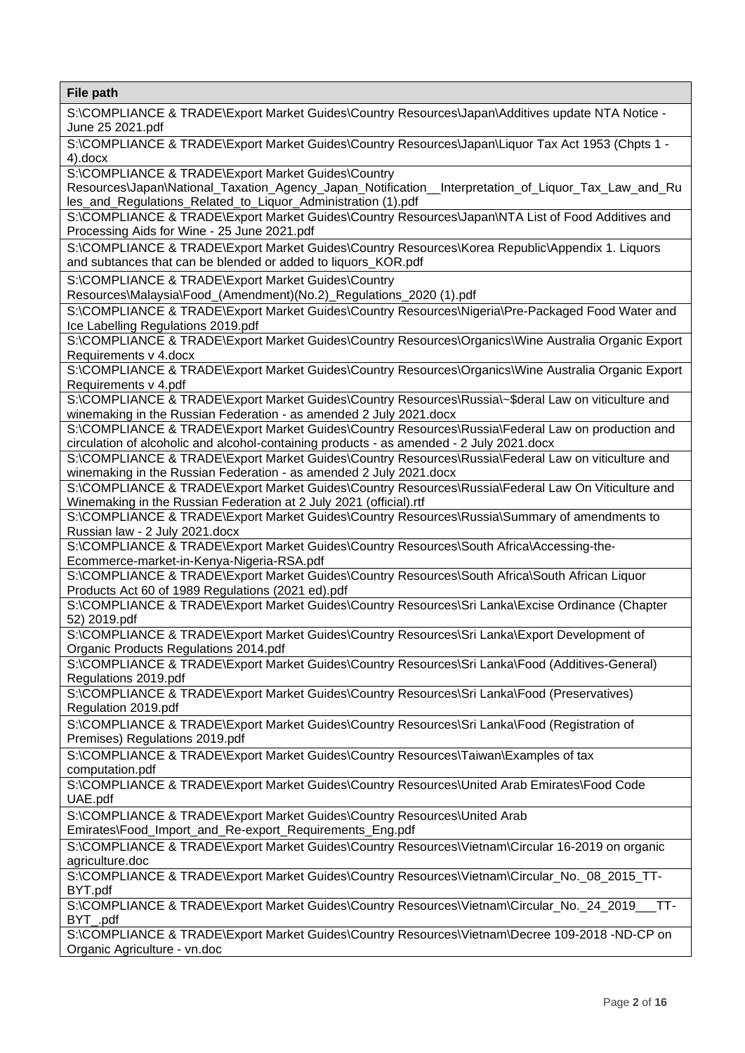| File path |
| --- |
| S:\COMPLIANCE & TRADE\Export Market Guides\Country Resources\Japan\Additives update NTA Notice - June 25 2021.pdf |
| S:\COMPLIANCE & TRADE\Export Market Guides\Country Resources\Japan\Liquor Tax Act 1953 (Chpts 1 - 4).docx |
| S:\COMPLIANCE & TRADE\Export Market Guides\Country Resources\Japan\National_Taxation_Agency_Japan_Notification__Interpretation_of_Liquor_Tax_Law_and_Rules_and_Regulations_Related_to_Liquor_Administration (1).pdf |
| S:\COMPLIANCE & TRADE\Export Market Guides\Country Resources\Japan\NTA List of Food Additives and Processing Aids for Wine - 25 June 2021.pdf |
| S:\COMPLIANCE & TRADE\Export Market Guides\Country Resources\Korea Republic\Appendix 1. Liquors and subtances that can be blended or added to liquors_KOR.pdf |
| S:\COMPLIANCE & TRADE\Export Market Guides\Country Resources\Malaysia\Food_(Amendment)(No.2)_Regulations_2020 (1).pdf |
| S:\COMPLIANCE & TRADE\Export Market Guides\Country Resources\Nigeria\Pre-Packaged Food Water and Ice Labelling Regulations 2019.pdf |
| S:\COMPLIANCE & TRADE\Export Market Guides\Country Resources\Organics\Wine Australia Organic Export Requirements v 4.docx |
| S:\COMPLIANCE & TRADE\Export Market Guides\Country Resources\Organics\Wine Australia Organic Export Requirements v 4.pdf |
| S:\COMPLIANCE & TRADE\Export Market Guides\Country Resources\Russia\~$deral Law on viticulture and winemaking in the Russian Federation - as amended 2 July 2021.docx |
| S:\COMPLIANCE & TRADE\Export Market Guides\Country Resources\Russia\Federal Law on production and circulation of alcoholic and alcohol-containing products - as amended - 2 July 2021.docx |
| S:\COMPLIANCE & TRADE\Export Market Guides\Country Resources\Russia\Federal Law on viticulture and winemaking in the Russian Federation - as amended 2 July 2021.docx |
| S:\COMPLIANCE & TRADE\Export Market Guides\Country Resources\Russia\Federal Law On Viticulture and Winemaking in the Russian Federation at 2 July 2021 (official).rtf |
| S:\COMPLIANCE & TRADE\Export Market Guides\Country Resources\Russia\Summary of amendments to Russian law - 2 July 2021.docx |
| S:\COMPLIANCE & TRADE\Export Market Guides\Country Resources\South Africa\Accessing-the-Ecommerce-market-in-Kenya-Nigeria-RSA.pdf |
| S:\COMPLIANCE & TRADE\Export Market Guides\Country Resources\South Africa\South African Liquor Products Act 60 of 1989 Regulations (2021 ed).pdf |
| S:\COMPLIANCE & TRADE\Export Market Guides\Country Resources\Sri Lanka\Excise Ordinance (Chapter 52) 2019.pdf |
| S:\COMPLIANCE & TRADE\Export Market Guides\Country Resources\Sri Lanka\Export Development of Organic Products Regulations 2014.pdf |
| S:\COMPLIANCE & TRADE\Export Market Guides\Country Resources\Sri Lanka\Food (Additives-General) Regulations 2019.pdf |
| S:\COMPLIANCE & TRADE\Export Market Guides\Country Resources\Sri Lanka\Food (Preservatives) Regulation 2019.pdf |
| S:\COMPLIANCE & TRADE\Export Market Guides\Country Resources\Sri Lanka\Food (Registration of Premises) Regulations 2019.pdf |
| S:\COMPLIANCE & TRADE\Export Market Guides\Country Resources\Taiwan\Examples of tax computation.pdf |
| S:\COMPLIANCE & TRADE\Export Market Guides\Country Resources\United Arab Emirates\Food Code UAE.pdf |
| S:\COMPLIANCE & TRADE\Export Market Guides\Country Resources\United Arab Emirates\Food_Import_and_Re-export_Requirements_Eng.pdf |
| S:\COMPLIANCE & TRADE\Export Market Guides\Country Resources\Vietnam\Circular 16-2019 on organic agriculture.doc |
| S:\COMPLIANCE & TRADE\Export Market Guides\Country Resources\Vietnam\Circular_No._08_2015_TT-BYT.pdf |
| S:\COMPLIANCE & TRADE\Export Market Guides\Country Resources\Vietnam\Circular_No._24_2019___TT-BYT_.pdf |
| S:\COMPLIANCE & TRADE\Export Market Guides\Country Resources\Vietnam\Decree 109-2018 -ND-CP on Organic Agriculture - vn.doc |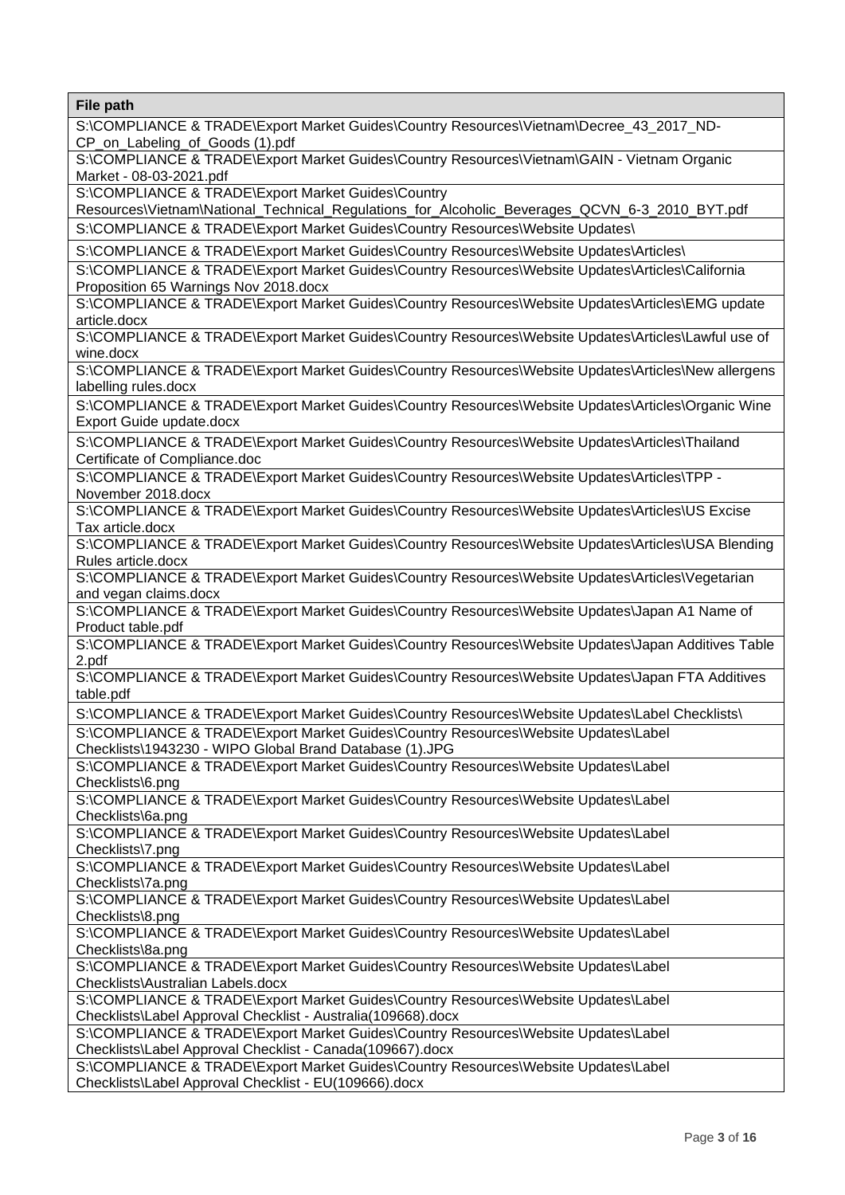| File path |
| --- |
| S:\COMPLIANCE & TRADE\Export Market Guides\Country Resources\Vietnam\Decree_43_2017_ND-CP_on_Labeling_of_Goods (1).pdf |
| S:\COMPLIANCE & TRADE\Export Market Guides\Country Resources\Vietnam\GAIN - Vietnam Organic Market - 08-03-2021.pdf |
| S:\COMPLIANCE & TRADE\Export Market Guides\Country Resources\Vietnam\National_Technical_Regulations_for_Alcoholic_Beverages_QCVN_6-3_2010_BYT.pdf |
| S:\COMPLIANCE & TRADE\Export Market Guides\Country Resources\Website Updates\ |
| S:\COMPLIANCE & TRADE\Export Market Guides\Country Resources\Website Updates\Articles\ |
| S:\COMPLIANCE & TRADE\Export Market Guides\Country Resources\Website Updates\Articles\California Proposition 65 Warnings Nov 2018.docx |
| S:\COMPLIANCE & TRADE\Export Market Guides\Country Resources\Website Updates\Articles\EMG update article.docx |
| S:\COMPLIANCE & TRADE\Export Market Guides\Country Resources\Website Updates\Articles\Lawful use of wine.docx |
| S:\COMPLIANCE & TRADE\Export Market Guides\Country Resources\Website Updates\Articles\New allergens labelling rules.docx |
| S:\COMPLIANCE & TRADE\Export Market Guides\Country Resources\Website Updates\Articles\Organic Wine Export Guide update.docx |
| S:\COMPLIANCE & TRADE\Export Market Guides\Country Resources\Website Updates\Articles\Thailand Certificate of Compliance.doc |
| S:\COMPLIANCE & TRADE\Export Market Guides\Country Resources\Website Updates\Articles\TPP - November 2018.docx |
| S:\COMPLIANCE & TRADE\Export Market Guides\Country Resources\Website Updates\Articles\US Excise Tax article.docx |
| S:\COMPLIANCE & TRADE\Export Market Guides\Country Resources\Website Updates\Articles\USA Blending Rules article.docx |
| S:\COMPLIANCE & TRADE\Export Market Guides\Country Resources\Website Updates\Articles\Vegetarian and vegan claims.docx |
| S:\COMPLIANCE & TRADE\Export Market Guides\Country Resources\Website Updates\Japan A1 Name of Product table.pdf |
| S:\COMPLIANCE & TRADE\Export Market Guides\Country Resources\Website Updates\Japan Additives Table 2.pdf |
| S:\COMPLIANCE & TRADE\Export Market Guides\Country Resources\Website Updates\Japan FTA Additives table.pdf |
| S:\COMPLIANCE & TRADE\Export Market Guides\Country Resources\Website Updates\Label Checklists\ |
| S:\COMPLIANCE & TRADE\Export Market Guides\Country Resources\Website Updates\Label Checklists\1943230 - WIPO Global Brand Database (1).JPG |
| S:\COMPLIANCE & TRADE\Export Market Guides\Country Resources\Website Updates\Label Checklists\6.png |
| S:\COMPLIANCE & TRADE\Export Market Guides\Country Resources\Website Updates\Label Checklists\6a.png |
| S:\COMPLIANCE & TRADE\Export Market Guides\Country Resources\Website Updates\Label Checklists\7.png |
| S:\COMPLIANCE & TRADE\Export Market Guides\Country Resources\Website Updates\Label Checklists\7a.png |
| S:\COMPLIANCE & TRADE\Export Market Guides\Country Resources\Website Updates\Label Checklists\8.png |
| S:\COMPLIANCE & TRADE\Export Market Guides\Country Resources\Website Updates\Label Checklists\8a.png |
| S:\COMPLIANCE & TRADE\Export Market Guides\Country Resources\Website Updates\Label Checklists\Australian Labels.docx |
| S:\COMPLIANCE & TRADE\Export Market Guides\Country Resources\Website Updates\Label Checklists\Label Approval Checklist - Australia(109668).docx |
| S:\COMPLIANCE & TRADE\Export Market Guides\Country Resources\Website Updates\Label Checklists\Label Approval Checklist - Canada(109667).docx |
| S:\COMPLIANCE & TRADE\Export Market Guides\Country Resources\Website Updates\Label Checklists\Label Approval Checklist - EU(109666).docx |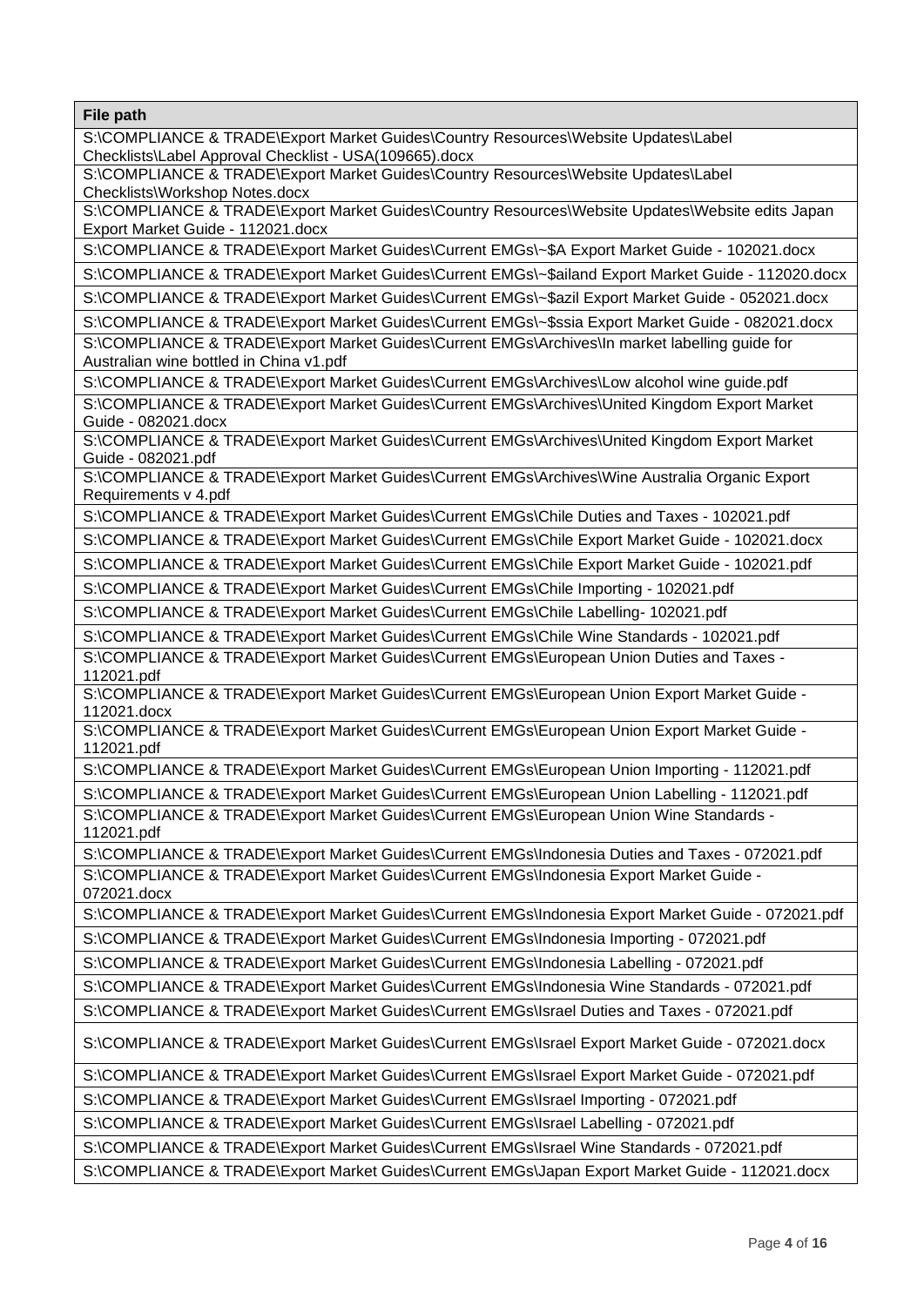| File path |
|---|
| S:\COMPLIANCE & TRADE\Export Market Guides\Country Resources\Website Updates\Label Checklists\Label Approval Checklist - USA(109665).docx |
| S:\COMPLIANCE & TRADE\Export Market Guides\Country Resources\Website Updates\Label Checklists\Workshop Notes.docx |
| S:\COMPLIANCE & TRADE\Export Market Guides\Country Resources\Website Updates\Website edits Japan Export Market Guide - 112021.docx |
| S:\COMPLIANCE & TRADE\Export Market Guides\Current EMGs\~$A Export Market Guide - 102021.docx |
| S:\COMPLIANCE & TRADE\Export Market Guides\Current EMGs\~$ailand Export Market Guide - 112020.docx |
| S:\COMPLIANCE & TRADE\Export Market Guides\Current EMGs\~$azil Export Market Guide - 052021.docx |
| S:\COMPLIANCE & TRADE\Export Market Guides\Current EMGs\~$ssia Export Market Guide - 082021.docx |
| S:\COMPLIANCE & TRADE\Export Market Guides\Current EMGs\Archives\In market labelling guide for Australian wine bottled in China v1.pdf |
| S:\COMPLIANCE & TRADE\Export Market Guides\Current EMGs\Archives\Low alcohol wine guide.pdf |
| S:\COMPLIANCE & TRADE\Export Market Guides\Current EMGs\Archives\United Kingdom Export Market Guide - 082021.docx |
| S:\COMPLIANCE & TRADE\Export Market Guides\Current EMGs\Archives\United Kingdom Export Market Guide - 082021.pdf |
| S:\COMPLIANCE & TRADE\Export Market Guides\Current EMGs\Archives\Wine Australia Organic Export Requirements v 4.pdf |
| S:\COMPLIANCE & TRADE\Export Market Guides\Current EMGs\Chile Duties and Taxes - 102021.pdf |
| S:\COMPLIANCE & TRADE\Export Market Guides\Current EMGs\Chile Export Market Guide - 102021.docx |
| S:\COMPLIANCE & TRADE\Export Market Guides\Current EMGs\Chile Export Market Guide - 102021.pdf |
| S:\COMPLIANCE & TRADE\Export Market Guides\Current EMGs\Chile Importing - 102021.pdf |
| S:\COMPLIANCE & TRADE\Export Market Guides\Current EMGs\Chile Labelling- 102021.pdf |
| S:\COMPLIANCE & TRADE\Export Market Guides\Current EMGs\Chile Wine Standards - 102021.pdf |
| S:\COMPLIANCE & TRADE\Export Market Guides\Current EMGs\European Union Duties and Taxes - 112021.pdf |
| S:\COMPLIANCE & TRADE\Export Market Guides\Current EMGs\European Union Export Market Guide - 112021.docx |
| S:\COMPLIANCE & TRADE\Export Market Guides\Current EMGs\European Union Export Market Guide - 112021.pdf |
| S:\COMPLIANCE & TRADE\Export Market Guides\Current EMGs\European Union Importing - 112021.pdf |
| S:\COMPLIANCE & TRADE\Export Market Guides\Current EMGs\European Union Labelling - 112021.pdf |
| S:\COMPLIANCE & TRADE\Export Market Guides\Current EMGs\European Union Wine Standards - 112021.pdf |
| S:\COMPLIANCE & TRADE\Export Market Guides\Current EMGs\Indonesia Duties and Taxes - 072021.pdf |
| S:\COMPLIANCE & TRADE\Export Market Guides\Current EMGs\Indonesia Export Market Guide - 072021.docx |
| S:\COMPLIANCE & TRADE\Export Market Guides\Current EMGs\Indonesia Export Market Guide - 072021.pdf |
| S:\COMPLIANCE & TRADE\Export Market Guides\Current EMGs\Indonesia Importing - 072021.pdf |
| S:\COMPLIANCE & TRADE\Export Market Guides\Current EMGs\Indonesia Labelling - 072021.pdf |
| S:\COMPLIANCE & TRADE\Export Market Guides\Current EMGs\Indonesia Wine Standards - 072021.pdf |
| S:\COMPLIANCE & TRADE\Export Market Guides\Current EMGs\Israel Duties and Taxes - 072021.pdf |
| S:\COMPLIANCE & TRADE\Export Market Guides\Current EMGs\Israel Export Market Guide - 072021.docx |
| S:\COMPLIANCE & TRADE\Export Market Guides\Current EMGs\Israel Export Market Guide - 072021.pdf |
| S:\COMPLIANCE & TRADE\Export Market Guides\Current EMGs\Israel Importing - 072021.pdf |
| S:\COMPLIANCE & TRADE\Export Market Guides\Current EMGs\Israel Labelling - 072021.pdf |
| S:\COMPLIANCE & TRADE\Export Market Guides\Current EMGs\Israel Wine Standards - 072021.pdf |
| S:\COMPLIANCE & TRADE\Export Market Guides\Current EMGs\Japan Export Market Guide - 112021.docx |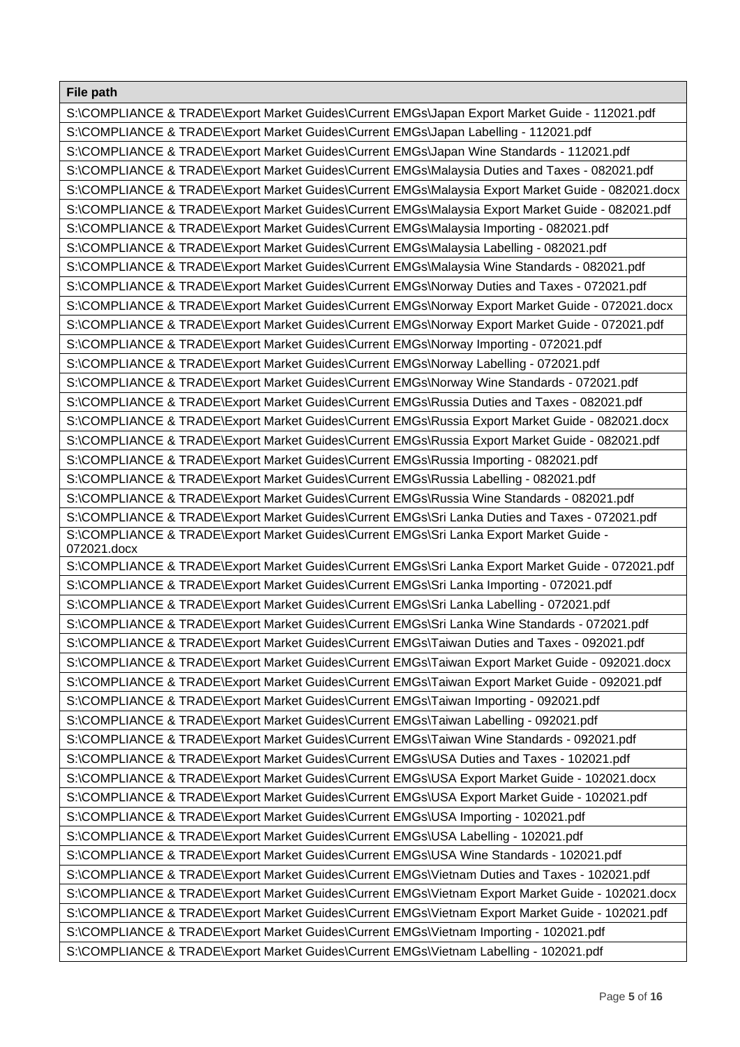| File path |
|---|
| S:\COMPLIANCE & TRADE\Export Market Guides\Current EMGs\Japan Export Market Guide - 112021.pdf |
| S:\COMPLIANCE & TRADE\Export Market Guides\Current EMGs\Japan Labelling - 112021.pdf |
| S:\COMPLIANCE & TRADE\Export Market Guides\Current EMGs\Japan Wine Standards - 112021.pdf |
| S:\COMPLIANCE & TRADE\Export Market Guides\Current EMGs\Malaysia Duties and Taxes - 082021.pdf |
| S:\COMPLIANCE & TRADE\Export Market Guides\Current EMGs\Malaysia Export Market Guide - 082021.docx |
| S:\COMPLIANCE & TRADE\Export Market Guides\Current EMGs\Malaysia Export Market Guide - 082021.pdf |
| S:\COMPLIANCE & TRADE\Export Market Guides\Current EMGs\Malaysia Importing - 082021.pdf |
| S:\COMPLIANCE & TRADE\Export Market Guides\Current EMGs\Malaysia Labelling - 082021.pdf |
| S:\COMPLIANCE & TRADE\Export Market Guides\Current EMGs\Malaysia Wine Standards - 082021.pdf |
| S:\COMPLIANCE & TRADE\Export Market Guides\Current EMGs\Norway Duties and Taxes - 072021.pdf |
| S:\COMPLIANCE & TRADE\Export Market Guides\Current EMGs\Norway Export Market Guide - 072021.docx |
| S:\COMPLIANCE & TRADE\Export Market Guides\Current EMGs\Norway Export Market Guide - 072021.pdf |
| S:\COMPLIANCE & TRADE\Export Market Guides\Current EMGs\Norway Importing - 072021.pdf |
| S:\COMPLIANCE & TRADE\Export Market Guides\Current EMGs\Norway Labelling - 072021.pdf |
| S:\COMPLIANCE & TRADE\Export Market Guides\Current EMGs\Norway Wine Standards - 072021.pdf |
| S:\COMPLIANCE & TRADE\Export Market Guides\Current EMGs\Russia Duties and Taxes - 082021.pdf |
| S:\COMPLIANCE & TRADE\Export Market Guides\Current EMGs\Russia Export Market Guide - 082021.docx |
| S:\COMPLIANCE & TRADE\Export Market Guides\Current EMGs\Russia Export Market Guide - 082021.pdf |
| S:\COMPLIANCE & TRADE\Export Market Guides\Current EMGs\Russia Importing - 082021.pdf |
| S:\COMPLIANCE & TRADE\Export Market Guides\Current EMGs\Russia Labelling - 082021.pdf |
| S:\COMPLIANCE & TRADE\Export Market Guides\Current EMGs\Russia Wine Standards - 082021.pdf |
| S:\COMPLIANCE & TRADE\Export Market Guides\Current EMGs\Sri Lanka Duties and Taxes - 072021.pdf |
| S:\COMPLIANCE & TRADE\Export Market Guides\Current EMGs\Sri Lanka Export Market Guide - 072021.docx |
| S:\COMPLIANCE & TRADE\Export Market Guides\Current EMGs\Sri Lanka Export Market Guide - 072021.pdf |
| S:\COMPLIANCE & TRADE\Export Market Guides\Current EMGs\Sri Lanka Importing - 072021.pdf |
| S:\COMPLIANCE & TRADE\Export Market Guides\Current EMGs\Sri Lanka Labelling - 072021.pdf |
| S:\COMPLIANCE & TRADE\Export Market Guides\Current EMGs\Sri Lanka Wine Standards - 072021.pdf |
| S:\COMPLIANCE & TRADE\Export Market Guides\Current EMGs\Taiwan Duties and Taxes - 092021.pdf |
| S:\COMPLIANCE & TRADE\Export Market Guides\Current EMGs\Taiwan Export Market Guide - 092021.docx |
| S:\COMPLIANCE & TRADE\Export Market Guides\Current EMGs\Taiwan Export Market Guide - 092021.pdf |
| S:\COMPLIANCE & TRADE\Export Market Guides\Current EMGs\Taiwan Importing - 092021.pdf |
| S:\COMPLIANCE & TRADE\Export Market Guides\Current EMGs\Taiwan Labelling - 092021.pdf |
| S:\COMPLIANCE & TRADE\Export Market Guides\Current EMGs\Taiwan Wine Standards - 092021.pdf |
| S:\COMPLIANCE & TRADE\Export Market Guides\Current EMGs\USA Duties and Taxes - 102021.pdf |
| S:\COMPLIANCE & TRADE\Export Market Guides\Current EMGs\USA Export Market Guide - 102021.docx |
| S:\COMPLIANCE & TRADE\Export Market Guides\Current EMGs\USA Export Market Guide - 102021.pdf |
| S:\COMPLIANCE & TRADE\Export Market Guides\Current EMGs\USA Importing - 102021.pdf |
| S:\COMPLIANCE & TRADE\Export Market Guides\Current EMGs\USA Labelling - 102021.pdf |
| S:\COMPLIANCE & TRADE\Export Market Guides\Current EMGs\USA Wine Standards - 102021.pdf |
| S:\COMPLIANCE & TRADE\Export Market Guides\Current EMGs\Vietnam Duties and Taxes - 102021.pdf |
| S:\COMPLIANCE & TRADE\Export Market Guides\Current EMGs\Vietnam Export Market Guide - 102021.docx |
| S:\COMPLIANCE & TRADE\Export Market Guides\Current EMGs\Vietnam Export Market Guide - 102021.pdf |
| S:\COMPLIANCE & TRADE\Export Market Guides\Current EMGs\Vietnam Importing - 102021.pdf |
| S:\COMPLIANCE & TRADE\Export Market Guides\Current EMGs\Vietnam Labelling - 102021.pdf |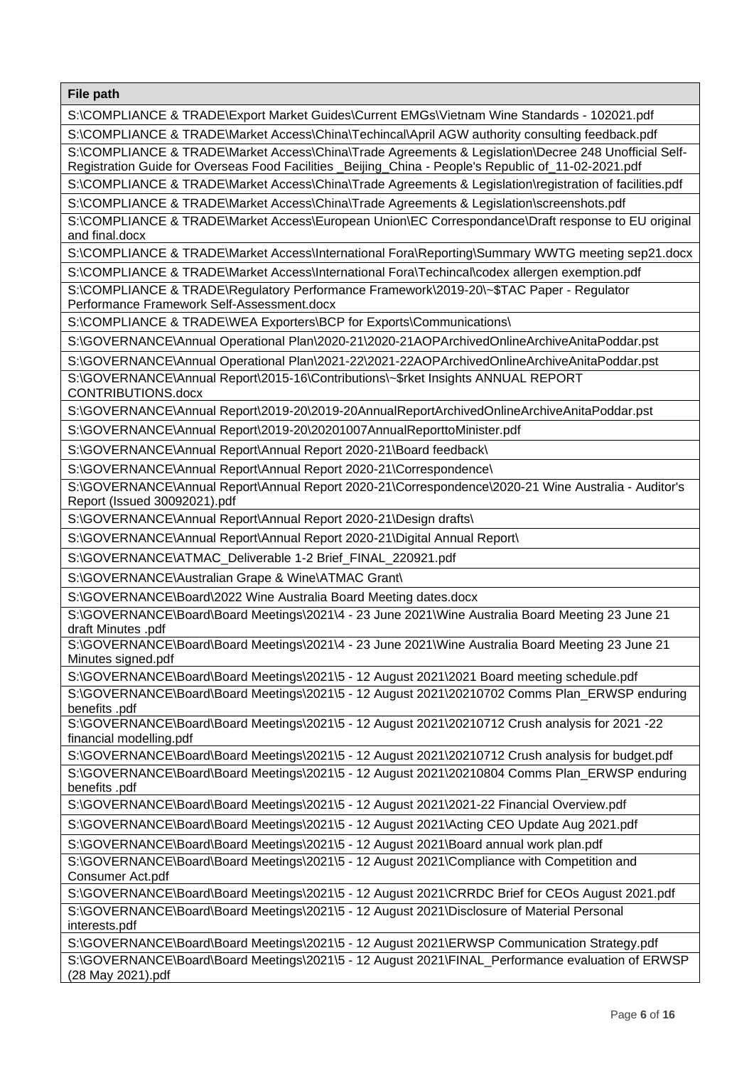| File path |
| --- |
| S:\COMPLIANCE & TRADE\Export Market Guides\Current EMGs\Vietnam Wine Standards - 102021.pdf |
| S:\COMPLIANCE & TRADE\Market Access\China\Techincal\April AGW authority consulting feedback.pdf |
| S:\COMPLIANCE & TRADE\Market Access\China\Trade Agreements & Legislation\Decree 248 Unofficial Self-Registration Guide for Overseas Food Facilities _Beijing_China - People's Republic of_11-02-2021.pdf |
| S:\COMPLIANCE & TRADE\Market Access\China\Trade Agreements & Legislation\registration of facilities.pdf |
| S:\COMPLIANCE & TRADE\Market Access\China\Trade Agreements & Legislation\screenshots.pdf |
| S:\COMPLIANCE & TRADE\Market Access\European Union\EC Correspondance\Draft response to EU original and final.docx |
| S:\COMPLIANCE & TRADE\Market Access\International Fora\Reporting\Summary WWTG meeting sep21.docx |
| S:\COMPLIANCE & TRADE\Market Access\International Fora\Techincal\codex allergen exemption.pdf |
| S:\COMPLIANCE & TRADE\Regulatory Performance Framework\2019-20\~$TAC Paper - Regulator Performance Framework Self-Assessment.docx |
| S:\COMPLIANCE & TRADE\WEA Exporters\BCP for Exports\Communications\ |
| S:\GOVERNANCE\Annual Operational Plan\2020-21\2020-21AOPArchivedOnlineArchiveAnitaPoddar.pst |
| S:\GOVERNANCE\Annual Operational Plan\2021-22\2021-22AOPArchivedOnlineArchiveAnitaPoddar.pst |
| S:\GOVERNANCE\Annual Report\2015-16\Contributions\~$rket Insights ANNUAL REPORT CONTRIBUTIONS.docx |
| S:\GOVERNANCE\Annual Report\2019-20\2019-20AnnualReportArchivedOnlineArchiveAnitaPoddar.pst |
| S:\GOVERNANCE\Annual Report\2019-20\20201007AnnualReporttoMinister.pdf |
| S:\GOVERNANCE\Annual Report\Annual Report 2020-21\Board feedback\ |
| S:\GOVERNANCE\Annual Report\Annual Report 2020-21\Correspondence\ |
| S:\GOVERNANCE\Annual Report\Annual Report 2020-21\Correspondence\2020-21 Wine Australia - Auditor's Report (Issued 30092021).pdf |
| S:\GOVERNANCE\Annual Report\Annual Report 2020-21\Design drafts\ |
| S:\GOVERNANCE\Annual Report\Annual Report 2020-21\Digital Annual Report\ |
| S:\GOVERNANCE\ATMAC_Deliverable 1-2 Brief_FINAL_220921.pdf |
| S:\GOVERNANCE\Australian Grape & Wine\ATMAC Grant\ |
| S:\GOVERNANCE\Board\2022 Wine Australia Board Meeting dates.docx |
| S:\GOVERNANCE\Board\Board Meetings\2021\4 - 23 June 2021\Wine Australia Board Meeting 23 June 21 draft Minutes .pdf |
| S:\GOVERNANCE\Board\Board Meetings\2021\4 - 23 June 2021\Wine Australia Board Meeting 23 June 21 Minutes signed.pdf |
| S:\GOVERNANCE\Board\Board Meetings\2021\5 - 12 August 2021\2021 Board meeting schedule.pdf |
| S:\GOVERNANCE\Board\Board Meetings\2021\5 - 12 August 2021\20210702 Comms Plan_ERWSP enduring benefits .pdf |
| S:\GOVERNANCE\Board\Board Meetings\2021\5 - 12 August 2021\20210712 Crush analysis for 2021 -22 financial modelling.pdf |
| S:\GOVERNANCE\Board\Board Meetings\2021\5 - 12 August 2021\20210712 Crush analysis for budget.pdf |
| S:\GOVERNANCE\Board\Board Meetings\2021\5 - 12 August 2021\20210804 Comms Plan_ERWSP enduring benefits .pdf |
| S:\GOVERNANCE\Board\Board Meetings\2021\5 - 12 August 2021\2021-22 Financial Overview.pdf |
| S:\GOVERNANCE\Board\Board Meetings\2021\5 - 12 August 2021\Acting CEO Update Aug 2021.pdf |
| S:\GOVERNANCE\Board\Board Meetings\2021\5 - 12 August 2021\Board annual work plan.pdf |
| S:\GOVERNANCE\Board\Board Meetings\2021\5 - 12 August 2021\Compliance with Competition and Consumer Act.pdf |
| S:\GOVERNANCE\Board\Board Meetings\2021\5 - 12 August 2021\CRRDC Brief for CEOs August 2021.pdf |
| S:\GOVERNANCE\Board\Board Meetings\2021\5 - 12 August 2021\Disclosure of Material Personal interests.pdf |
| S:\GOVERNANCE\Board\Board Meetings\2021\5 - 12 August 2021\ERWSP Communication Strategy.pdf |
| S:\GOVERNANCE\Board\Board Meetings\2021\5 - 12 August 2021\FINAL_Performance evaluation of ERWSP (28 May 2021).pdf |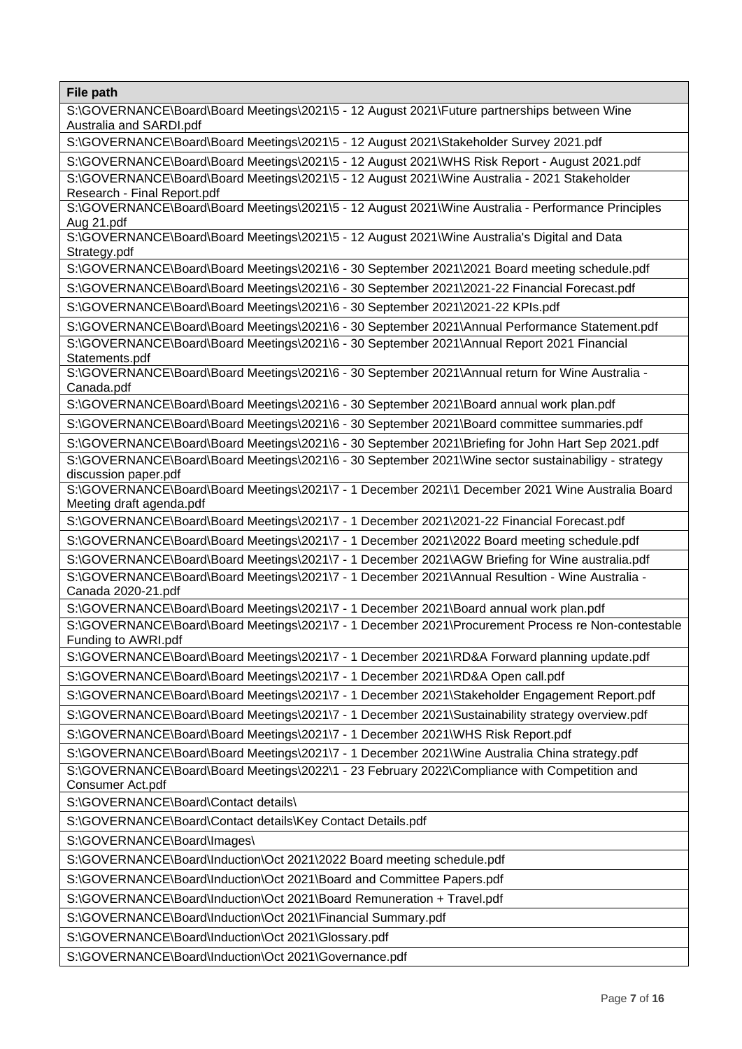| File path |
| --- |
| S:\GOVERNANCE\Board\Board Meetings\2021\5 - 12 August 2021\Future partnerships between Wine Australia and SARDI.pdf |
| S:\GOVERNANCE\Board\Board Meetings\2021\5 - 12 August 2021\Stakeholder Survey 2021.pdf |
| S:\GOVERNANCE\Board\Board Meetings\2021\5 - 12 August 2021\WHS Risk Report - August 2021.pdf |
| S:\GOVERNANCE\Board\Board Meetings\2021\5 - 12 August 2021\Wine Australia - 2021 Stakeholder Research - Final Report.pdf |
| S:\GOVERNANCE\Board\Board Meetings\2021\5 - 12 August 2021\Wine Australia - Performance Principles Aug 21.pdf |
| S:\GOVERNANCE\Board\Board Meetings\2021\5 - 12 August 2021\Wine Australia's Digital and Data Strategy.pdf |
| S:\GOVERNANCE\Board\Board Meetings\2021\6 - 30 September 2021\2021 Board meeting schedule.pdf |
| S:\GOVERNANCE\Board\Board Meetings\2021\6 - 30 September 2021\2021-22 Financial Forecast.pdf |
| S:\GOVERNANCE\Board\Board Meetings\2021\6 - 30 September 2021\2021-22 KPIs.pdf |
| S:\GOVERNANCE\Board\Board Meetings\2021\6 - 30 September 2021\Annual Performance Statement.pdf |
| S:\GOVERNANCE\Board\Board Meetings\2021\6 - 30 September 2021\Annual Report 2021 Financial Statements.pdf |
| S:\GOVERNANCE\Board\Board Meetings\2021\6 - 30 September 2021\Annual return for Wine Australia - Canada.pdf |
| S:\GOVERNANCE\Board\Board Meetings\2021\6 - 30 September 2021\Board annual work plan.pdf |
| S:\GOVERNANCE\Board\Board Meetings\2021\6 - 30 September 2021\Board committee summaries.pdf |
| S:\GOVERNANCE\Board\Board Meetings\2021\6 - 30 September 2021\Briefing for John Hart Sep 2021.pdf |
| S:\GOVERNANCE\Board\Board Meetings\2021\6 - 30 September 2021\Wine sector sustainabiligy - strategy discussion paper.pdf |
| S:\GOVERNANCE\Board\Board Meetings\2021\7 - 1 December 2021\1 December 2021 Wine Australia Board Meeting draft agenda.pdf |
| S:\GOVERNANCE\Board\Board Meetings\2021\7 - 1 December 2021\2021-22 Financial Forecast.pdf |
| S:\GOVERNANCE\Board\Board Meetings\2021\7 - 1 December 2021\2022 Board meeting schedule.pdf |
| S:\GOVERNANCE\Board\Board Meetings\2021\7 - 1 December 2021\AGW Briefing for Wine australia.pdf |
| S:\GOVERNANCE\Board\Board Meetings\2021\7 - 1 December 2021\Annual Resultion - Wine Australia - Canada 2020-21.pdf |
| S:\GOVERNANCE\Board\Board Meetings\2021\7 - 1 December 2021\Board annual work plan.pdf |
| S:\GOVERNANCE\Board\Board Meetings\2021\7 - 1 December 2021\Procurement Process re Non-contestable Funding to AWRI.pdf |
| S:\GOVERNANCE\Board\Board Meetings\2021\7 - 1 December 2021\RD&A Forward planning update.pdf |
| S:\GOVERNANCE\Board\Board Meetings\2021\7 - 1 December 2021\RD&A Open call.pdf |
| S:\GOVERNANCE\Board\Board Meetings\2021\7 - 1 December 2021\Stakeholder Engagement Report.pdf |
| S:\GOVERNANCE\Board\Board Meetings\2021\7 - 1 December 2021\Sustainability strategy overview.pdf |
| S:\GOVERNANCE\Board\Board Meetings\2021\7 - 1 December 2021\WHS Risk Report.pdf |
| S:\GOVERNANCE\Board\Board Meetings\2021\7 - 1 December 2021\Wine Australia China strategy.pdf |
| S:\GOVERNANCE\Board\Board Meetings\2022\1 - 23 February 2022\Compliance with Competition and Consumer Act.pdf |
| S:\GOVERNANCE\Board\Contact details\ |
| S:\GOVERNANCE\Board\Contact details\Key Contact Details.pdf |
| S:\GOVERNANCE\Board\Images\ |
| S:\GOVERNANCE\Board\Induction\Oct 2021\2022 Board meeting schedule.pdf |
| S:\GOVERNANCE\Board\Induction\Oct 2021\Board and Committee Papers.pdf |
| S:\GOVERNANCE\Board\Induction\Oct 2021\Board Remuneration + Travel.pdf |
| S:\GOVERNANCE\Board\Induction\Oct 2021\Financial Summary.pdf |
| S:\GOVERNANCE\Board\Induction\Oct 2021\Glossary.pdf |
| S:\GOVERNANCE\Board\Induction\Oct 2021\Governance.pdf |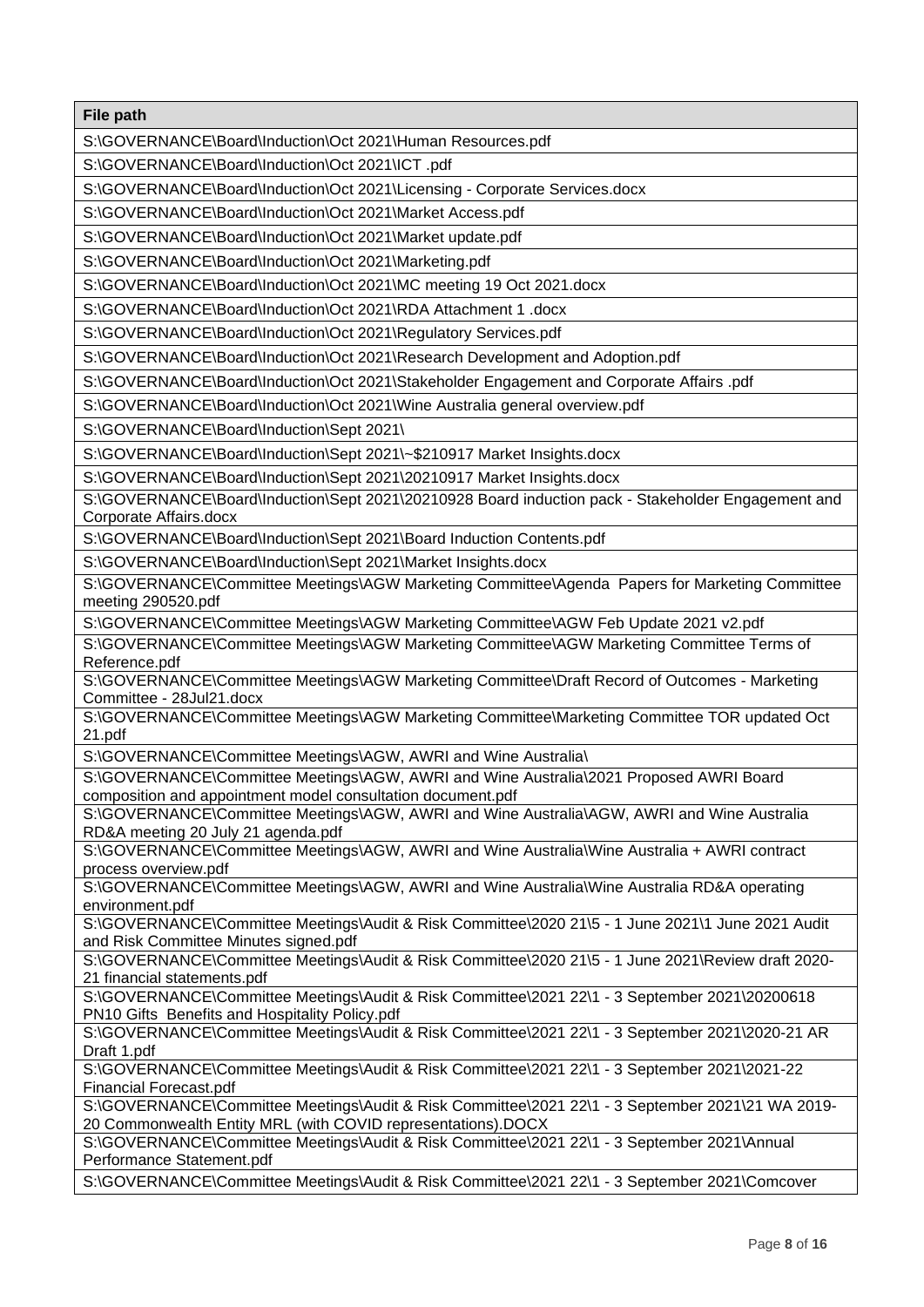| File path |
| --- |
| S:\GOVERNANCE\Board\Induction\Oct 2021\Human Resources.pdf |
| S:\GOVERNANCE\Board\Induction\Oct 2021\ICT .pdf |
| S:\GOVERNANCE\Board\Induction\Oct 2021\Licensing - Corporate Services.docx |
| S:\GOVERNANCE\Board\Induction\Oct 2021\Market Access.pdf |
| S:\GOVERNANCE\Board\Induction\Oct 2021\Market update.pdf |
| S:\GOVERNANCE\Board\Induction\Oct 2021\Marketing.pdf |
| S:\GOVERNANCE\Board\Induction\Oct 2021\MC meeting 19 Oct 2021.docx |
| S:\GOVERNANCE\Board\Induction\Oct 2021\RDA Attachment 1 .docx |
| S:\GOVERNANCE\Board\Induction\Oct 2021\Regulatory Services.pdf |
| S:\GOVERNANCE\Board\Induction\Oct 2021\Research Development and Adoption.pdf |
| S:\GOVERNANCE\Board\Induction\Oct 2021\Stakeholder Engagement and Corporate Affairs .pdf |
| S:\GOVERNANCE\Board\Induction\Oct 2021\Wine Australia general overview.pdf |
| S:\GOVERNANCE\Board\Induction\Sept 2021\ |
| S:\GOVERNANCE\Board\Induction\Sept 2021\~$210917 Market Insights.docx |
| S:\GOVERNANCE\Board\Induction\Sept 2021\20210917 Market Insights.docx |
| S:\GOVERNANCE\Board\Induction\Sept 2021\20210928 Board induction pack - Stakeholder Engagement and Corporate Affairs.docx |
| S:\GOVERNANCE\Board\Induction\Sept 2021\Board Induction Contents.pdf |
| S:\GOVERNANCE\Board\Induction\Sept 2021\Market Insights.docx |
| S:\GOVERNANCE\Committee Meetings\AGW Marketing Committee\Agenda  Papers for Marketing Committee meeting 290520.pdf |
| S:\GOVERNANCE\Committee Meetings\AGW Marketing Committee\AGW Feb Update 2021 v2.pdf |
| S:\GOVERNANCE\Committee Meetings\AGW Marketing Committee\AGW Marketing Committee Terms of Reference.pdf |
| S:\GOVERNANCE\Committee Meetings\AGW Marketing Committee\Draft Record of Outcomes - Marketing Committee - 28Jul21.docx |
| S:\GOVERNANCE\Committee Meetings\AGW Marketing Committee\Marketing Committee TOR updated Oct 21.pdf |
| S:\GOVERNANCE\Committee Meetings\AGW, AWRI and Wine Australia\ |
| S:\GOVERNANCE\Committee Meetings\AGW, AWRI and Wine Australia\2021 Proposed AWRI Board composition and appointment model consultation document.pdf |
| S:\GOVERNANCE\Committee Meetings\AGW, AWRI and Wine Australia\AGW, AWRI and Wine Australia RD&A meeting 20 July 21 agenda.pdf |
| S:\GOVERNANCE\Committee Meetings\AGW, AWRI and Wine Australia\Wine Australia + AWRI contract process overview.pdf |
| S:\GOVERNANCE\Committee Meetings\AGW, AWRI and Wine Australia\Wine Australia RD&A operating environment.pdf |
| S:\GOVERNANCE\Committee Meetings\Audit & Risk Committee\2020 21\5 - 1 June 2021\1 June 2021 Audit and Risk Committee Minutes signed.pdf |
| S:\GOVERNANCE\Committee Meetings\Audit & Risk Committee\2020 21\5 - 1 June 2021\Review draft 2020-21 financial statements.pdf |
| S:\GOVERNANCE\Committee Meetings\Audit & Risk Committee\2021 22\1 - 3 September 2021\20200618 PN10 Gifts  Benefits and Hospitality Policy.pdf |
| S:\GOVERNANCE\Committee Meetings\Audit & Risk Committee\2021 22\1 - 3 September 2021\2020-21 AR Draft 1.pdf |
| S:\GOVERNANCE\Committee Meetings\Audit & Risk Committee\2021 22\1 - 3 September 2021\2021-22 Financial Forecast.pdf |
| S:\GOVERNANCE\Committee Meetings\Audit & Risk Committee\2021 22\1 - 3 September 2021\21 WA 2019-20 Commonwealth Entity MRL (with COVID representations).DOCX |
| S:\GOVERNANCE\Committee Meetings\Audit & Risk Committee\2021 22\1 - 3 September 2021\Annual Performance Statement.pdf |
| S:\GOVERNANCE\Committee Meetings\Audit & Risk Committee\2021 22\1 - 3 September 2021\Comcover |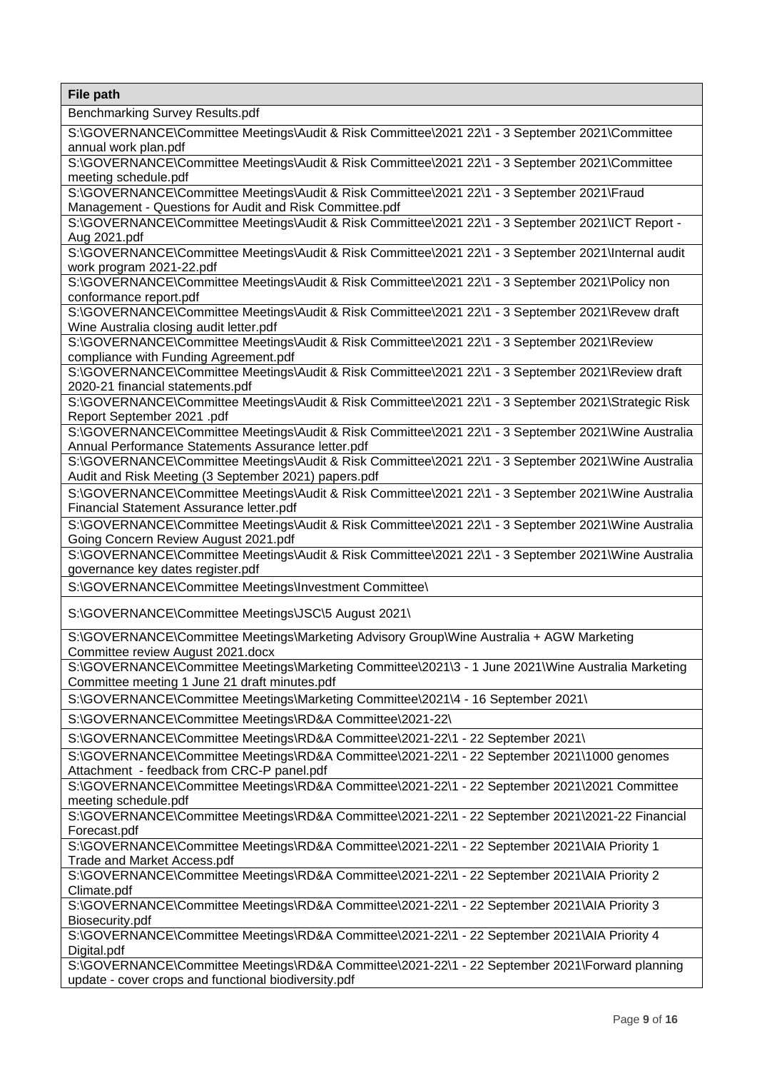| File path |
|---|
| Benchmarking Survey Results.pdf |
| S:\GOVERNANCE\Committee Meetings\Audit & Risk Committee\2021 22\1 - 3 September 2021\Committee annual work plan.pdf |
| S:\GOVERNANCE\Committee Meetings\Audit & Risk Committee\2021 22\1 - 3 September 2021\Committee meeting schedule.pdf |
| S:\GOVERNANCE\Committee Meetings\Audit & Risk Committee\2021 22\1 - 3 September 2021\Fraud Management - Questions for Audit and Risk Committee.pdf |
| S:\GOVERNANCE\Committee Meetings\Audit & Risk Committee\2021 22\1 - 3 September 2021\ICT Report - Aug 2021.pdf |
| S:\GOVERNANCE\Committee Meetings\Audit & Risk Committee\2021 22\1 - 3 September 2021\Internal audit work program 2021-22.pdf |
| S:\GOVERNANCE\Committee Meetings\Audit & Risk Committee\2021 22\1 - 3 September 2021\Policy non conformance report.pdf |
| S:\GOVERNANCE\Committee Meetings\Audit & Risk Committee\2021 22\1 - 3 September 2021\Revew draft Wine Australia closing audit letter.pdf |
| S:\GOVERNANCE\Committee Meetings\Audit & Risk Committee\2021 22\1 - 3 September 2021\Review compliance with Funding Agreement.pdf |
| S:\GOVERNANCE\Committee Meetings\Audit & Risk Committee\2021 22\1 - 3 September 2021\Review draft 2020-21 financial statements.pdf |
| S:\GOVERNANCE\Committee Meetings\Audit & Risk Committee\2021 22\1 - 3 September 2021\Strategic Risk Report September 2021 .pdf |
| S:\GOVERNANCE\Committee Meetings\Audit & Risk Committee\2021 22\1 - 3 September 2021\Wine Australia Annual Performance Statements Assurance letter.pdf |
| S:\GOVERNANCE\Committee Meetings\Audit & Risk Committee\2021 22\1 - 3 September 2021\Wine Australia Audit and Risk Meeting (3 September 2021) papers.pdf |
| S:\GOVERNANCE\Committee Meetings\Audit & Risk Committee\2021 22\1 - 3 September 2021\Wine Australia Financial Statement Assurance letter.pdf |
| S:\GOVERNANCE\Committee Meetings\Audit & Risk Committee\2021 22\1 - 3 September 2021\Wine Australia Going Concern Review August 2021.pdf |
| S:\GOVERNANCE\Committee Meetings\Audit & Risk Committee\2021 22\1 - 3 September 2021\Wine Australia governance key dates register.pdf |
| S:\GOVERNANCE\Committee Meetings\Investment Committee\ |
| S:\GOVERNANCE\Committee Meetings\JSC\5 August 2021\ |
| S:\GOVERNANCE\Committee Meetings\Marketing Advisory Group\Wine Australia + AGW Marketing Committee review August 2021.docx |
| S:\GOVERNANCE\Committee Meetings\Marketing Committee\2021\3 - 1 June 2021\Wine Australia Marketing Committee meeting 1 June 21 draft minutes.pdf |
| S:\GOVERNANCE\Committee Meetings\Marketing Committee\2021\4 - 16 September 2021\ |
| S:\GOVERNANCE\Committee Meetings\RD&A Committee\2021-22\ |
| S:\GOVERNANCE\Committee Meetings\RD&A Committee\2021-22\1 - 22 September 2021\ |
| S:\GOVERNANCE\Committee Meetings\RD&A Committee\2021-22\1 - 22 September 2021\1000 genomes Attachment - feedback from CRC-P panel.pdf |
| S:\GOVERNANCE\Committee Meetings\RD&A Committee\2021-22\1 - 22 September 2021\2021 Committee meeting schedule.pdf |
| S:\GOVERNANCE\Committee Meetings\RD&A Committee\2021-22\1 - 22 September 2021\2021-22 Financial Forecast.pdf |
| S:\GOVERNANCE\Committee Meetings\RD&A Committee\2021-22\1 - 22 September 2021\AIA Priority 1 Trade and Market Access.pdf |
| S:\GOVERNANCE\Committee Meetings\RD&A Committee\2021-22\1 - 22 September 2021\AIA Priority 2 Climate.pdf |
| S:\GOVERNANCE\Committee Meetings\RD&A Committee\2021-22\1 - 22 September 2021\AIA Priority 3 Biosecurity.pdf |
| S:\GOVERNANCE\Committee Meetings\RD&A Committee\2021-22\1 - 22 September 2021\AIA Priority 4 Digital.pdf |
| S:\GOVERNANCE\Committee Meetings\RD&A Committee\2021-22\1 - 22 September 2021\Forward planning update - cover crops and functional biodiversity.pdf |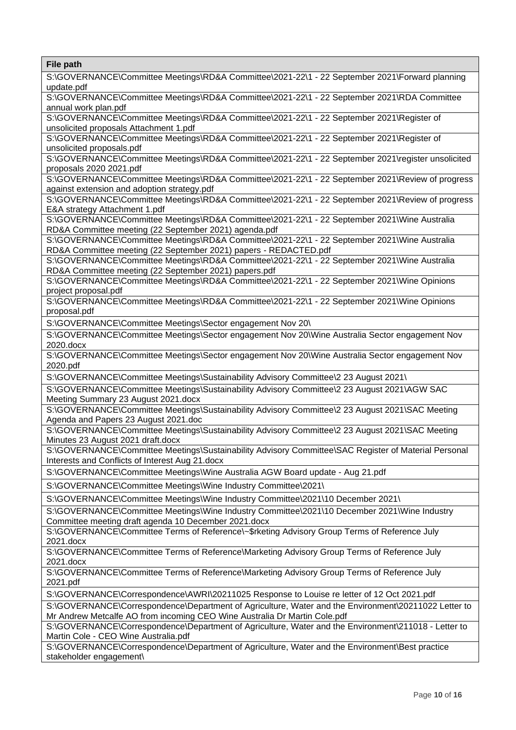| File path |
| --- |
| S:\GOVERNANCE\Committee Meetings\RD&A Committee\2021-22\1 - 22 September 2021\Forward planning update.pdf |
| S:\GOVERNANCE\Committee Meetings\RD&A Committee\2021-22\1 - 22 September 2021\RDA Committee annual work plan.pdf |
| S:\GOVERNANCE\Committee Meetings\RD&A Committee\2021-22\1 - 22 September 2021\Register of unsolicited proposals Attachment 1.pdf |
| S:\GOVERNANCE\Committee Meetings\RD&A Committee\2021-22\1 - 22 September 2021\Register of unsolicited proposals.pdf |
| S:\GOVERNANCE\Committee Meetings\RD&A Committee\2021-22\1 - 22 September 2021\register unsolicited proposals 2020 2021.pdf |
| S:\GOVERNANCE\Committee Meetings\RD&A Committee\2021-22\1 - 22 September 2021\Review of progress against extension and adoption strategy.pdf |
| S:\GOVERNANCE\Committee Meetings\RD&A Committee\2021-22\1 - 22 September 2021\Review of progress E&A strategy Attachment 1.pdf |
| S:\GOVERNANCE\Committee Meetings\RD&A Committee\2021-22\1 - 22 September 2021\Wine Australia RD&A Committee meeting (22 September 2021) agenda.pdf |
| S:\GOVERNANCE\Committee Meetings\RD&A Committee\2021-22\1 - 22 September 2021\Wine Australia RD&A Committee meeting (22 September 2021) papers - REDACTED.pdf |
| S:\GOVERNANCE\Committee Meetings\RD&A Committee\2021-22\1 - 22 September 2021\Wine Australia RD&A Committee meeting (22 September 2021) papers.pdf |
| S:\GOVERNANCE\Committee Meetings\RD&A Committee\2021-22\1 - 22 September 2021\Wine Opinions project proposal.pdf |
| S:\GOVERNANCE\Committee Meetings\RD&A Committee\2021-22\1 - 22 September 2021\Wine Opinions proposal.pdf |
| S:\GOVERNANCE\Committee Meetings\Sector engagement Nov 20\ |
| S:\GOVERNANCE\Committee Meetings\Sector engagement Nov 20\Wine Australia Sector engagement Nov 2020.docx |
| S:\GOVERNANCE\Committee Meetings\Sector engagement Nov 20\Wine Australia Sector engagement Nov 2020.pdf |
| S:\GOVERNANCE\Committee Meetings\Sustainability Advisory Committee\2 23 August 2021\ |
| S:\GOVERNANCE\Committee Meetings\Sustainability Advisory Committee\2 23 August 2021\AGW SAC Meeting Summary 23 August 2021.docx |
| S:\GOVERNANCE\Committee Meetings\Sustainability Advisory Committee\2 23 August 2021\SAC Meeting Agenda and Papers 23 August 2021.doc |
| S:\GOVERNANCE\Committee Meetings\Sustainability Advisory Committee\2 23 August 2021\SAC Meeting Minutes 23 August 2021 draft.docx |
| S:\GOVERNANCE\Committee Meetings\Sustainability Advisory Committee\SAC Register of Material Personal Interests and Conflicts of Interest Aug 21.docx |
| S:\GOVERNANCE\Committee Meetings\Wine Australia AGW Board update - Aug 21.pdf |
| S:\GOVERNANCE\Committee Meetings\Wine Industry Committee\2021\ |
| S:\GOVERNANCE\Committee Meetings\Wine Industry Committee\2021\10 December 2021\ |
| S:\GOVERNANCE\Committee Meetings\Wine Industry Committee\2021\10 December 2021\Wine Industry Committee meeting draft agenda 10 December 2021.docx |
| S:\GOVERNANCE\Committee Terms of Reference\~$rketing Advisory Group Terms of Reference July 2021.docx |
| S:\GOVERNANCE\Committee Terms of Reference\Marketing Advisory Group Terms of Reference July 2021.docx |
| S:\GOVERNANCE\Committee Terms of Reference\Marketing Advisory Group Terms of Reference July 2021.pdf |
| S:\GOVERNANCE\Correspondence\AWRI\20211025 Response to Louise re letter of 12 Oct 2021.pdf |
| S:\GOVERNANCE\Correspondence\Department of Agriculture, Water and the Environment\20211022 Letter to Mr Andrew Metcalfe AO from incoming CEO Wine Australia Dr Martin Cole.pdf |
| S:\GOVERNANCE\Correspondence\Department of Agriculture, Water and the Environment\211018 - Letter to Martin Cole - CEO Wine Australia.pdf |
| S:\GOVERNANCE\Correspondence\Department of Agriculture, Water and the Environment\Best practice stakeholder engagement\ |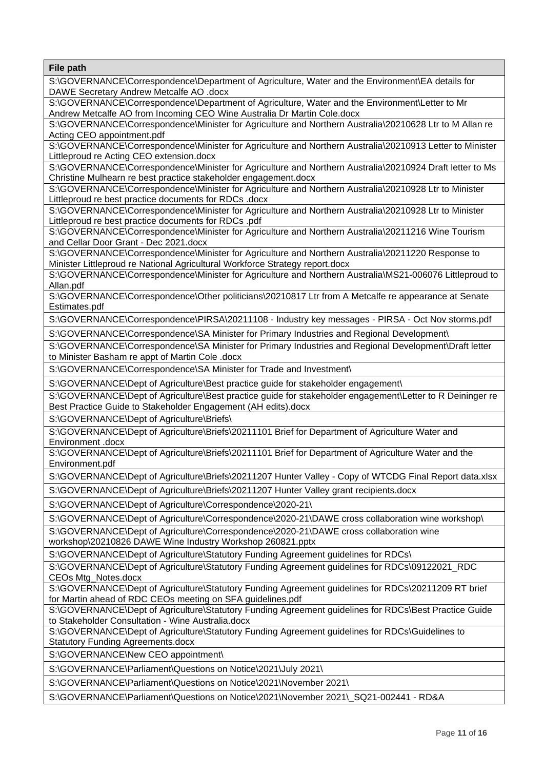| File path |
|---|
| S:\GOVERNANCE\Correspondence\Department of Agriculture, Water and the Environment\EA details for DAWE Secretary Andrew Metcalfe AO .docx |
| S:\GOVERNANCE\Correspondence\Department of Agriculture, Water and the Environment\Letter to Mr Andrew Metcalfe AO from Incoming CEO Wine Australia Dr Martin Cole.docx |
| S:\GOVERNANCE\Correspondence\Minister for Agriculture and Northern Australia\20210628 Ltr to M Allan re Acting CEO appointment.pdf |
| S:\GOVERNANCE\Correspondence\Minister for Agriculture and Northern Australia\20210913 Letter to Minister Littleproud re Acting CEO extension.docx |
| S:\GOVERNANCE\Correspondence\Minister for Agriculture and Northern Australia\20210924 Draft letter to Ms Christine Mulhearn re best practice stakeholder engagement.docx |
| S:\GOVERNANCE\Correspondence\Minister for Agriculture and Northern Australia\20210928 Ltr to Minister Littleproud re best practice documents for RDCs .docx |
| S:\GOVERNANCE\Correspondence\Minister for Agriculture and Northern Australia\20210928 Ltr to Minister Littleproud re best practice documents for RDCs .pdf |
| S:\GOVERNANCE\Correspondence\Minister for Agriculture and Northern Australia\20211216 Wine Tourism and Cellar Door Grant - Dec 2021.docx |
| S:\GOVERNANCE\Correspondence\Minister for Agriculture and Northern Australia\20211220 Response to Minister Littleproud re National Agricultural Workforce Strategy report.docx |
| S:\GOVERNANCE\Correspondence\Minister for Agriculture and Northern Australia\MS21-006076 Littleproud to Allan.pdf |
| S:\GOVERNANCE\Correspondence\Other politicians\20210817 Ltr from A Metcalfe re appearance at Senate Estimates.pdf |
| S:\GOVERNANCE\Correspondence\PIRSA\20211108 - Industry key messages - PIRSA - Oct Nov storms.pdf |
| S:\GOVERNANCE\Correspondence\SA Minister for Primary Industries and Regional Development\ |
| S:\GOVERNANCE\Correspondence\SA Minister for Primary Industries and Regional Development\Draft letter to Minister Basham re appt of Martin Cole .docx |
| S:\GOVERNANCE\Correspondence\SA Minister for Trade and Investment\ |
| S:\GOVERNANCE\Dept of Agriculture\Best practice guide for stakeholder engagement\ |
| S:\GOVERNANCE\Dept of Agriculture\Best practice guide for stakeholder engagement\Letter to R Deininger re Best Practice Guide to Stakeholder Engagement (AH edits).docx |
| S:\GOVERNANCE\Dept of Agriculture\Briefs\ |
| S:\GOVERNANCE\Dept of Agriculture\Briefs\20211101 Brief for Department of Agriculture Water and Environment .docx |
| S:\GOVERNANCE\Dept of Agriculture\Briefs\20211101 Brief for Department of Agriculture Water and the Environment.pdf |
| S:\GOVERNANCE\Dept of Agriculture\Briefs\20211207 Hunter Valley - Copy of WTCDG Final Report data.xlsx |
| S:\GOVERNANCE\Dept of Agriculture\Briefs\20211207 Hunter Valley grant recipients.docx |
| S:\GOVERNANCE\Dept of Agriculture\Correspondence\2020-21\ |
| S:\GOVERNANCE\Dept of Agriculture\Correspondence\2020-21\DAWE cross collaboration wine workshop\ |
| S:\GOVERNANCE\Dept of Agriculture\Correspondence\2020-21\DAWE cross collaboration wine workshop\20210826 DAWE Wine Industry Workshop 260821.pptx |
| S:\GOVERNANCE\Dept of Agriculture\Statutory Funding Agreement guidelines for RDCs\ |
| S:\GOVERNANCE\Dept of Agriculture\Statutory Funding Agreement guidelines for RDCs\09122021_RDC CEOs Mtg_Notes.docx |
| S:\GOVERNANCE\Dept of Agriculture\Statutory Funding Agreement guidelines for RDCs\20211209 RT brief for Martin ahead of RDC CEOs meeting on SFA guidelines.pdf |
| S:\GOVERNANCE\Dept of Agriculture\Statutory Funding Agreement guidelines for RDCs\Best Practice Guide to Stakeholder Consultation - Wine Australia.docx |
| S:\GOVERNANCE\Dept of Agriculture\Statutory Funding Agreement guidelines for RDCs\Guidelines to Statutory Funding Agreements.docx |
| S:\GOVERNANCE\New CEO appointment\ |
| S:\GOVERNANCE\Parliament\Questions on Notice\2021\July 2021\ |
| S:\GOVERNANCE\Parliament\Questions on Notice\2021\November 2021\ |
| S:\GOVERNANCE\Parliament\Questions on Notice\2021\November 2021\_SQ21-002441 - RD&A |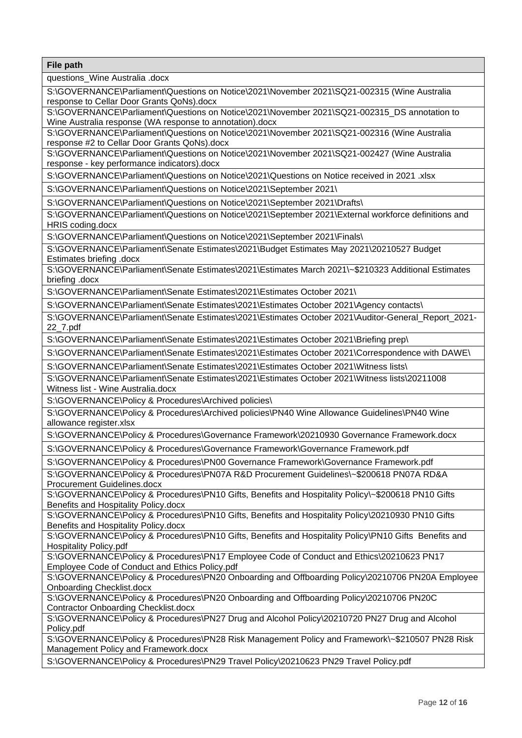| File path |
|---|
| questions_Wine Australia .docx |
| S:\GOVERNANCE\Parliament\Questions on Notice\2021\November 2021\SQ21-002315 (Wine Australia response to Cellar Door Grants QoNs).docx |
| S:\GOVERNANCE\Parliament\Questions on Notice\2021\November 2021\SQ21-002315_DS annotation to Wine Australia response (WA response to annotation).docx |
| S:\GOVERNANCE\Parliament\Questions on Notice\2021\November 2021\SQ21-002316 (Wine Australia response #2 to Cellar Door Grants QoNs).docx |
| S:\GOVERNANCE\Parliament\Questions on Notice\2021\November 2021\SQ21-002427 (Wine Australia response - key performance indicators).docx |
| S:\GOVERNANCE\Parliament\Questions on Notice\2021\Questions on Notice received in 2021 .xlsx |
| S:\GOVERNANCE\Parliament\Questions on Notice\2021\September 2021\ |
| S:\GOVERNANCE\Parliament\Questions on Notice\2021\September 2021\Drafts\ |
| S:\GOVERNANCE\Parliament\Questions on Notice\2021\September 2021\External workforce definitions and HRIS coding.docx |
| S:\GOVERNANCE\Parliament\Questions on Notice\2021\September 2021\Finals\ |
| S:\GOVERNANCE\Parliament\Senate Estimates\2021\Budget Estimates May 2021\20210527 Budget Estimates briefing .docx |
| S:\GOVERNANCE\Parliament\Senate Estimates\2021\Estimates March 2021\~$210323 Additional Estimates briefing .docx |
| S:\GOVERNANCE\Parliament\Senate Estimates\2021\Estimates October 2021\ |
| S:\GOVERNANCE\Parliament\Senate Estimates\2021\Estimates October 2021\Agency contacts\ |
| S:\GOVERNANCE\Parliament\Senate Estimates\2021\Estimates October 2021\Auditor-General_Report_2021-22_7.pdf |
| S:\GOVERNANCE\Parliament\Senate Estimates\2021\Estimates October 2021\Briefing prep\ |
| S:\GOVERNANCE\Parliament\Senate Estimates\2021\Estimates October 2021\Correspondence with DAWE\ |
| S:\GOVERNANCE\Parliament\Senate Estimates\2021\Estimates October 2021\Witness lists\ |
| S:\GOVERNANCE\Parliament\Senate Estimates\2021\Estimates October 2021\Witness lists\20211008 Witness list - Wine Australia.docx |
| S:\GOVERNANCE\Policy & Procedures\Archived policies\ |
| S:\GOVERNANCE\Policy & Procedures\Archived policies\PN40 Wine Allowance Guidelines\PN40 Wine allowance register.xlsx |
| S:\GOVERNANCE\Policy & Procedures\Governance Framework\20210930 Governance Framework.docx |
| S:\GOVERNANCE\Policy & Procedures\Governance Framework\Governance Framework.pdf |
| S:\GOVERNANCE\Policy & Procedures\PN00 Governance Framework\Governance Framework.pdf |
| S:\GOVERNANCE\Policy & Procedures\PN07A R&D Procurement Guidelines\~$200618 PN07A RD&A Procurement Guidelines.docx |
| S:\GOVERNANCE\Policy & Procedures\PN10 Gifts, Benefits and Hospitality Policy\~$200618 PN10 Gifts Benefits and Hospitality Policy.docx |
| S:\GOVERNANCE\Policy & Procedures\PN10 Gifts, Benefits and Hospitality Policy\20210930 PN10 Gifts Benefits and Hospitality Policy.docx |
| S:\GOVERNANCE\Policy & Procedures\PN10 Gifts, Benefits and Hospitality Policy\PN10 Gifts Benefits and Hospitality Policy.pdf |
| S:\GOVERNANCE\Policy & Procedures\PN17 Employee Code of Conduct and Ethics\20210623 PN17 Employee Code of Conduct and Ethics Policy.pdf |
| S:\GOVERNANCE\Policy & Procedures\PN20 Onboarding and Offboarding Policy\20210706 PN20A Employee Onboarding Checklist.docx |
| S:\GOVERNANCE\Policy & Procedures\PN20 Onboarding and Offboarding Policy\20210706 PN20C Contractor Onboarding Checklist.docx |
| S:\GOVERNANCE\Policy & Procedures\PN27 Drug and Alcohol Policy\20210720 PN27 Drug and Alcohol Policy.pdf |
| S:\GOVERNANCE\Policy & Procedures\PN28 Risk Management Policy and Framework\~$210507 PN28 Risk Management Policy and Framework.docx |
| S:\GOVERNANCE\Policy & Procedures\PN29 Travel Policy\20210623 PN29 Travel Policy.pdf |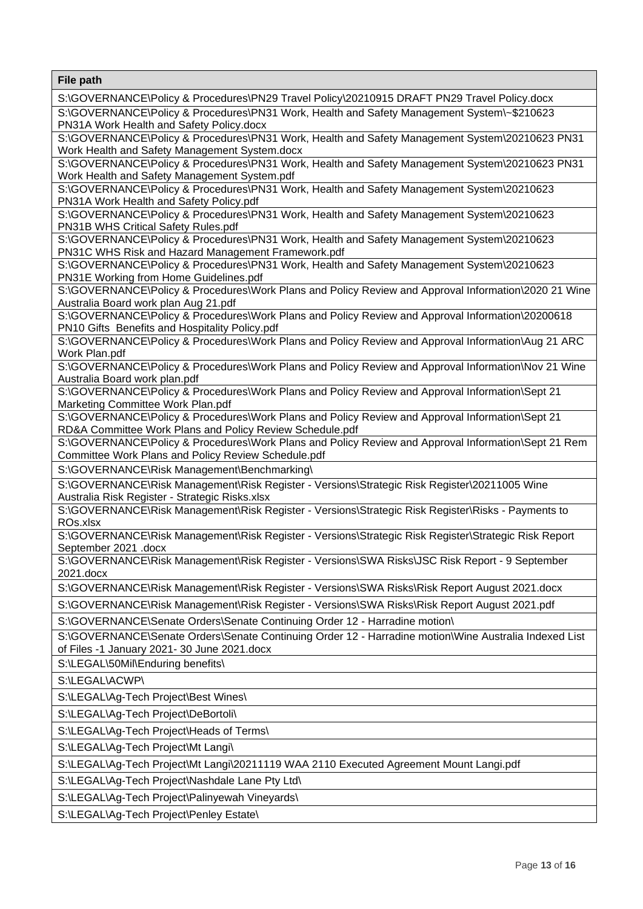| File path |
| --- |
| S:\GOVERNANCE\Policy & Procedures\PN29 Travel Policy\20210915 DRAFT PN29 Travel Policy.docx |
| S:\GOVERNANCE\Policy & Procedures\PN31 Work, Health and Safety Management System\~$210623 PN31A Work Health and Safety Policy.docx |
| S:\GOVERNANCE\Policy & Procedures\PN31 Work, Health and Safety Management System\20210623 PN31 Work Health and Safety Management System.docx |
| S:\GOVERNANCE\Policy & Procedures\PN31 Work, Health and Safety Management System\20210623 PN31 Work Health and Safety Management System.pdf |
| S:\GOVERNANCE\Policy & Procedures\PN31 Work, Health and Safety Management System\20210623 PN31A Work Health and Safety Policy.pdf |
| S:\GOVERNANCE\Policy & Procedures\PN31 Work, Health and Safety Management System\20210623 PN31B WHS Critical Safety Rules.pdf |
| S:\GOVERNANCE\Policy & Procedures\PN31 Work, Health and Safety Management System\20210623 PN31C WHS Risk and Hazard Management Framework.pdf |
| S:\GOVERNANCE\Policy & Procedures\PN31 Work, Health and Safety Management System\20210623 PN31E Working from Home Guidelines.pdf |
| S:\GOVERNANCE\Policy & Procedures\Work Plans and Policy Review and Approval Information\2020 21 Wine Australia Board work plan Aug 21.pdf |
| S:\GOVERNANCE\Policy & Procedures\Work Plans and Policy Review and Approval Information\20200618 PN10 Gifts  Benefits and Hospitality Policy.pdf |
| S:\GOVERNANCE\Policy & Procedures\Work Plans and Policy Review and Approval Information\Aug 21 ARC Work Plan.pdf |
| S:\GOVERNANCE\Policy & Procedures\Work Plans and Policy Review and Approval Information\Nov 21 Wine Australia Board work plan.pdf |
| S:\GOVERNANCE\Policy & Procedures\Work Plans and Policy Review and Approval Information\Sept 21 Marketing Committee Work Plan.pdf |
| S:\GOVERNANCE\Policy & Procedures\Work Plans and Policy Review and Approval Information\Sept 21 RD&A Committee Work Plans and Policy Review Schedule.pdf |
| S:\GOVERNANCE\Policy & Procedures\Work Plans and Policy Review and Approval Information\Sept 21 Rem Committee Work Plans and Policy Review Schedule.pdf |
| S:\GOVERNANCE\Risk Management\Benchmarking\ |
| S:\GOVERNANCE\Risk Management\Risk Register - Versions\Strategic Risk Register\20211005 Wine Australia Risk Register - Strategic Risks.xlsx |
| S:\GOVERNANCE\Risk Management\Risk Register - Versions\Strategic Risk Register\Risks - Payments to ROs.xlsx |
| S:\GOVERNANCE\Risk Management\Risk Register - Versions\Strategic Risk Register\Strategic Risk Report September 2021 .docx |
| S:\GOVERNANCE\Risk Management\Risk Register - Versions\SWA Risks\JSC Risk Report - 9 September 2021.docx |
| S:\GOVERNANCE\Risk Management\Risk Register - Versions\SWA Risks\Risk Report August 2021.docx |
| S:\GOVERNANCE\Risk Management\Risk Register - Versions\SWA Risks\Risk Report August 2021.pdf |
| S:\GOVERNANCE\Senate Orders\Senate Continuing Order 12 - Harradine motion\ |
| S:\GOVERNANCE\Senate Orders\Senate Continuing Order 12 - Harradine motion\Wine Australia Indexed List of Files -1 January 2021- 30 June 2021.docx |
| S:\LEGAL\50Mil\Enduring benefits\ |
| S:\LEGAL\ACWP\ |
| S:\LEGAL\Ag-Tech Project\Best Wines\ |
| S:\LEGAL\Ag-Tech Project\DeBortoli\ |
| S:\LEGAL\Ag-Tech Project\Heads of Terms\ |
| S:\LEGAL\Ag-Tech Project\Mt Langi\ |
| S:\LEGAL\Ag-Tech Project\Mt Langi\20211119 WAA 2110 Executed Agreement Mount Langi.pdf |
| S:\LEGAL\Ag-Tech Project\Nashdale Lane Pty Ltd\ |
| S:\LEGAL\Ag-Tech Project\Palinyewah Vineyards\ |
| S:\LEGAL\Ag-Tech Project\Penley Estate\ |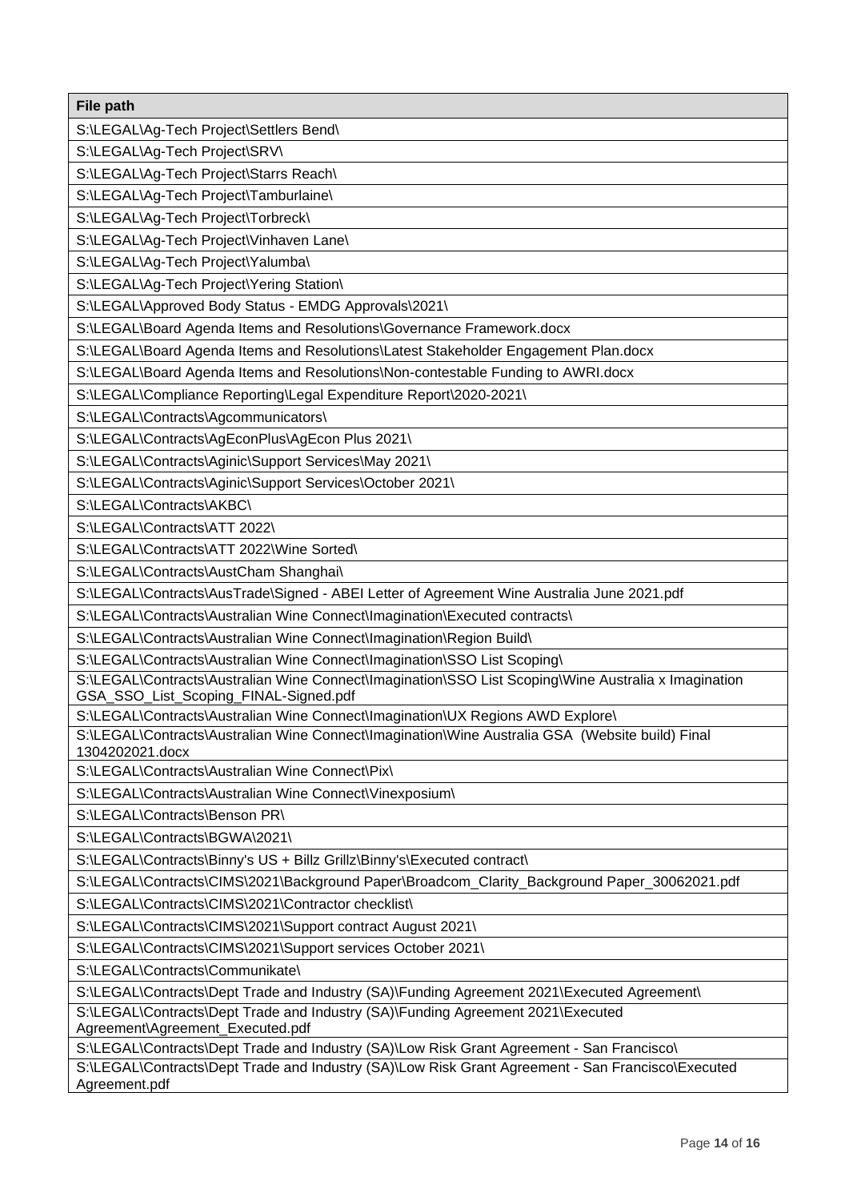| File path |
| --- |
| S:\LEGAL\Ag-Tech Project\Settlers Bend\ |
| S:\LEGAL\Ag-Tech Project\SRV\ |
| S:\LEGAL\Ag-Tech Project\Starrs Reach\ |
| S:\LEGAL\Ag-Tech Project\Tamburlaine\ |
| S:\LEGAL\Ag-Tech Project\Torbreck\ |
| S:\LEGAL\Ag-Tech Project\Vinhaven Lane\ |
| S:\LEGAL\Ag-Tech Project\Yalumba\ |
| S:\LEGAL\Ag-Tech Project\Yering Station\ |
| S:\LEGAL\Approved Body Status - EMDG Approvals\2021\ |
| S:\LEGAL\Board Agenda Items and Resolutions\Governance Framework.docx |
| S:\LEGAL\Board Agenda Items and Resolutions\Latest Stakeholder Engagement Plan.docx |
| S:\LEGAL\Board Agenda Items and Resolutions\Non-contestable Funding to AWRI.docx |
| S:\LEGAL\Compliance Reporting\Legal Expenditure Report\2020-2021\ |
| S:\LEGAL\Contracts\Agcommunicators\ |
| S:\LEGAL\Contracts\AgEconPlus\AgEcon Plus 2021\ |
| S:\LEGAL\Contracts\Aginic\Support Services\May 2021\ |
| S:\LEGAL\Contracts\Aginic\Support Services\October 2021\ |
| S:\LEGAL\Contracts\AKBC\ |
| S:\LEGAL\Contracts\ATT 2022\ |
| S:\LEGAL\Contracts\ATT 2022\Wine Sorted\ |
| S:\LEGAL\Contracts\AustCham Shanghai\ |
| S:\LEGAL\Contracts\AusTrade\Signed - ABEI Letter of Agreement Wine Australia June 2021.pdf |
| S:\LEGAL\Contracts\Australian Wine Connect\Imagination\Executed contracts\ |
| S:\LEGAL\Contracts\Australian Wine Connect\Imagination\Region Build\ |
| S:\LEGAL\Contracts\Australian Wine Connect\Imagination\SSO List Scoping\ |
| S:\LEGAL\Contracts\Australian Wine Connect\Imagination\SSO List Scoping\Wine Australia x Imagination GSA_SSO_List_Scoping_FINAL-Signed.pdf |
| S:\LEGAL\Contracts\Australian Wine Connect\Imagination\UX Regions AWD Explore\ |
| S:\LEGAL\Contracts\Australian Wine Connect\Imagination\Wine Australia GSA (Website build) Final 1304202021.docx |
| S:\LEGAL\Contracts\Australian Wine Connect\Pix\ |
| S:\LEGAL\Contracts\Australian Wine Connect\Vinexposium\ |
| S:\LEGAL\Contracts\Benson PR\ |
| S:\LEGAL\Contracts\BGWA\2021\ |
| S:\LEGAL\Contracts\Binny's US + Billz Grillz\Binny's\Executed contract\ |
| S:\LEGAL\Contracts\CIMS\2021\Background Paper\Broadcom_Clarity_Background Paper_30062021.pdf |
| S:\LEGAL\Contracts\CIMS\2021\Contractor checklist\ |
| S:\LEGAL\Contracts\CIMS\2021\Support contract August 2021\ |
| S:\LEGAL\Contracts\CIMS\2021\Support services October 2021\ |
| S:\LEGAL\Contracts\Communikate\ |
| S:\LEGAL\Contracts\Dept Trade and Industry (SA)\Funding Agreement 2021\Executed Agreement\ |
| S:\LEGAL\Contracts\Dept Trade and Industry (SA)\Funding Agreement 2021\Executed Agreement\Agreement_Executed.pdf |
| S:\LEGAL\Contracts\Dept Trade and Industry (SA)\Low Risk Grant Agreement - San Francisco\ |
| S:\LEGAL\Contracts\Dept Trade and Industry (SA)\Low Risk Grant Agreement - San Francisco\Executed Agreement.pdf |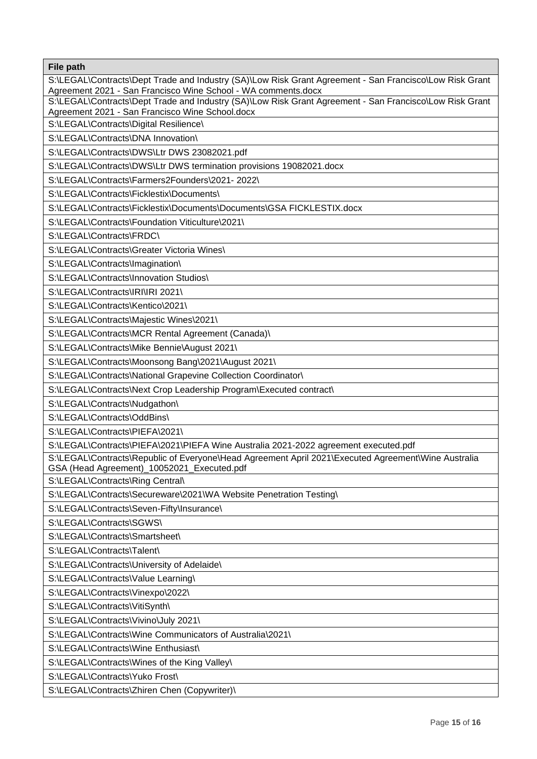| File path |
| --- |
| S:\LEGAL\Contracts\Dept Trade and Industry (SA)\Low Risk Grant Agreement - San Francisco\Low Risk Grant Agreement 2021 - San Francisco Wine School - WA comments.docx |
| S:\LEGAL\Contracts\Dept Trade and Industry (SA)\Low Risk Grant Agreement - San Francisco\Low Risk Grant Agreement 2021 - San Francisco Wine School.docx |
| S:\LEGAL\Contracts\Digital Resilience\ |
| S:\LEGAL\Contracts\DNA Innovation\ |
| S:\LEGAL\Contracts\DWS\Ltr DWS 23082021.pdf |
| S:\LEGAL\Contracts\DWS\Ltr DWS termination provisions 19082021.docx |
| S:\LEGAL\Contracts\Farmers2Founders\2021- 2022\ |
| S:\LEGAL\Contracts\Ficklestix\Documents\ |
| S:\LEGAL\Contracts\Ficklestix\Documents\Documents\GSA FICKLESTIX.docx |
| S:\LEGAL\Contracts\Foundation Viticulture\2021\ |
| S:\LEGAL\Contracts\FRDC\ |
| S:\LEGAL\Contracts\Greater Victoria Wines\ |
| S:\LEGAL\Contracts\Imagination\ |
| S:\LEGAL\Contracts\Innovation Studios\ |
| S:\LEGAL\Contracts\IRI\IRI 2021\ |
| S:\LEGAL\Contracts\Kentico\2021\ |
| S:\LEGAL\Contracts\Majestic Wines\2021\ |
| S:\LEGAL\Contracts\MCR Rental Agreement (Canada)\ |
| S:\LEGAL\Contracts\Mike Bennie\August 2021\ |
| S:\LEGAL\Contracts\Moonsong Bang\2021\August 2021\ |
| S:\LEGAL\Contracts\National Grapevine Collection Coordinator\ |
| S:\LEGAL\Contracts\Next Crop Leadership Program\Executed contract\ |
| S:\LEGAL\Contracts\Nudgathon\ |
| S:\LEGAL\Contracts\OddBins\ |
| S:\LEGAL\Contracts\PIEFA\2021\ |
| S:\LEGAL\Contracts\PIEFA\2021\PIEFA Wine Australia 2021-2022 agreement executed.pdf |
| S:\LEGAL\Contracts\Republic of Everyone\Head Agreement April 2021\Executed Agreement\Wine Australia GSA (Head Agreement)_10052021_Executed.pdf |
| S:\LEGAL\Contracts\Ring Central\ |
| S:\LEGAL\Contracts\Secureware\2021\WA Website Penetration Testing\ |
| S:\LEGAL\Contracts\Seven-Fifty\Insurance\ |
| S:\LEGAL\Contracts\SGWS\ |
| S:\LEGAL\Contracts\Smartsheet\ |
| S:\LEGAL\Contracts\Talent\ |
| S:\LEGAL\Contracts\University of Adelaide\ |
| S:\LEGAL\Contracts\Value Learning\ |
| S:\LEGAL\Contracts\Vinexpo\2022\ |
| S:\LEGAL\Contracts\VitiSynth\ |
| S:\LEGAL\Contracts\Vivino\July 2021\ |
| S:\LEGAL\Contracts\Wine Communicators of Australia\2021\ |
| S:\LEGAL\Contracts\Wine Enthusiast\ |
| S:\LEGAL\Contracts\Wines of the King Valley\ |
| S:\LEGAL\Contracts\Yuko Frost\ |
| S:\LEGAL\Contracts\Zhiren Chen (Copywriter)\ |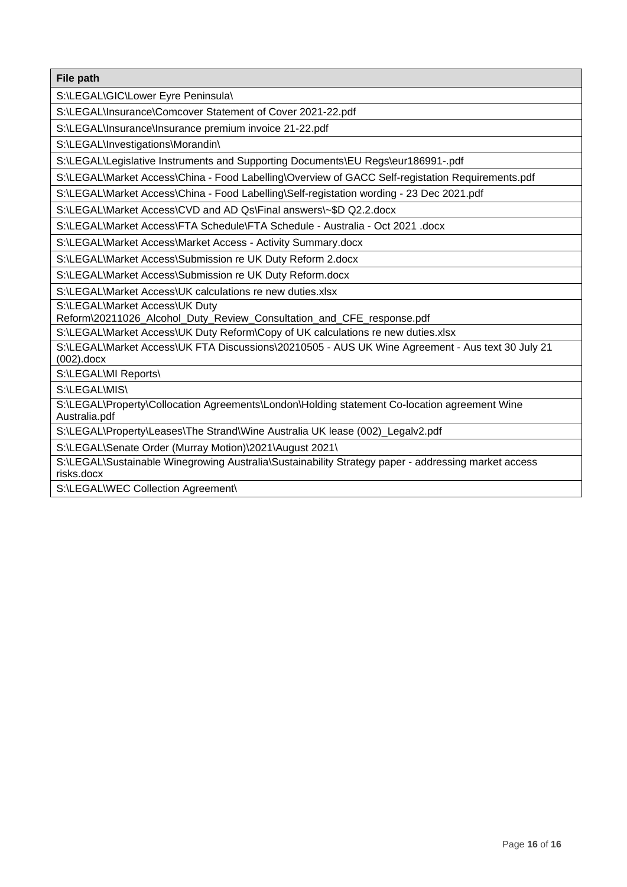| File path |
| --- |
| S:\LEGAL\GIC\Lower Eyre Peninsula\ |
| S:\LEGAL\Insurance\Comcover Statement of Cover 2021-22.pdf |
| S:\LEGAL\Insurance\Insurance premium invoice 21-22.pdf |
| S:\LEGAL\Investigations\Morandin\ |
| S:\LEGAL\Legislative Instruments and Supporting Documents\EU Regs\eur186991-.pdf |
| S:\LEGAL\Market Access\China - Food Labelling\Overview of GACC Self-registation Requirements.pdf |
| S:\LEGAL\Market Access\China - Food Labelling\Self-registation wording - 23 Dec 2021.pdf |
| S:\LEGAL\Market Access\CVD and AD Qs\Final answers\~$D Q2.2.docx |
| S:\LEGAL\Market Access\FTA Schedule\FTA Schedule - Australia - Oct 2021 .docx |
| S:\LEGAL\Market Access\Market Access - Activity Summary.docx |
| S:\LEGAL\Market Access\Submission re UK Duty Reform 2.docx |
| S:\LEGAL\Market Access\Submission re UK Duty Reform.docx |
| S:\LEGAL\Market Access\UK calculations re new duties.xlsx |
| S:\LEGAL\Market Access\UK Duty Reform\20211026_Alcohol_Duty_Review_Consultation_and_CFE_response.pdf |
| S:\LEGAL\Market Access\UK Duty Reform\Copy of UK calculations re new duties.xlsx |
| S:\LEGAL\Market Access\UK FTA Discussions\20210505 - AUS UK Wine Agreement - Aus text 30 July 21 (002).docx |
| S:\LEGAL\MI Reports\ |
| S:\LEGAL\MIS\ |
| S:\LEGAL\Property\Collocation Agreements\London\Holding statement Co-location agreement Wine Australia.pdf |
| S:\LEGAL\Property\Leases\The Strand\Wine Australia UK lease (002)_Legalv2.pdf |
| S:\LEGAL\Senate Order (Murray Motion)\2021\August 2021\ |
| S:\LEGAL\Sustainable Winegrowing Australia\Sustainability Strategy paper - addressing market access risks.docx |
| S:\LEGAL\WEC Collection Agreement\ |